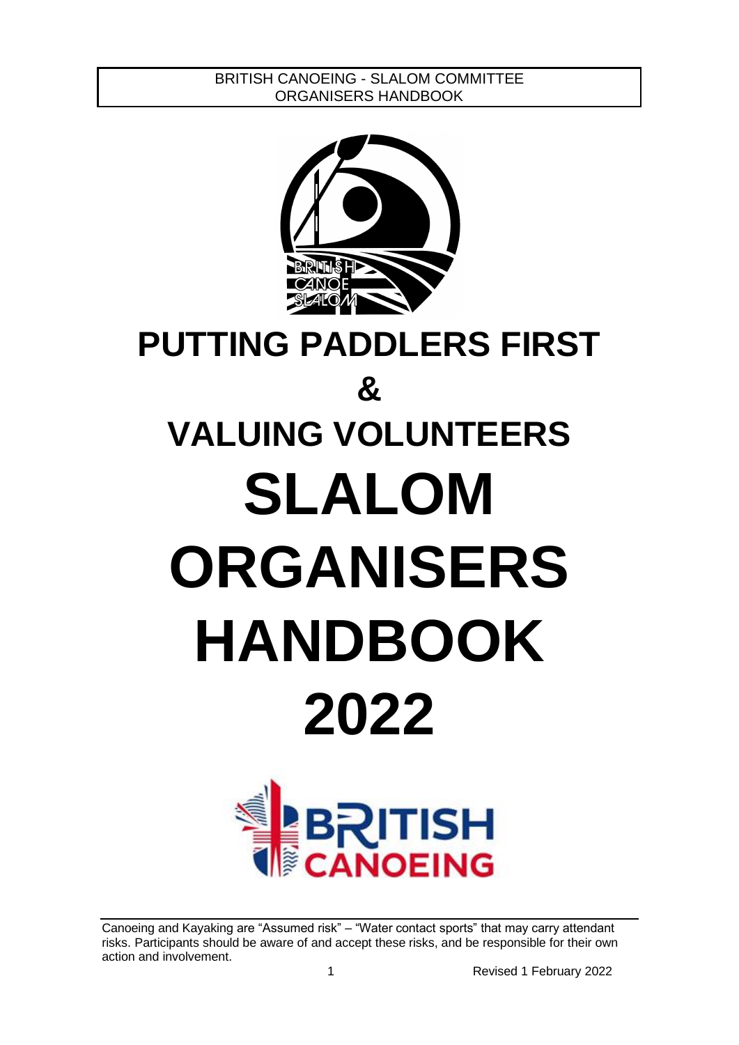BRITISH CANOEING - SLALOM COMMITTEE
ORGANISERS HANDBOOK

# PUTTING PADDLERS FIRST
# &
# VALUING VOLUNTEERS
# SLALOM ORGANISERS HANDBOOK 2022

Canoeing and Kayaking are "Assumed risk" – "Water contact sports" that may carry attendant risks. Participants should be aware of and accept these risks, and be responsible for their own action and involvement.

Revised 1 February 2022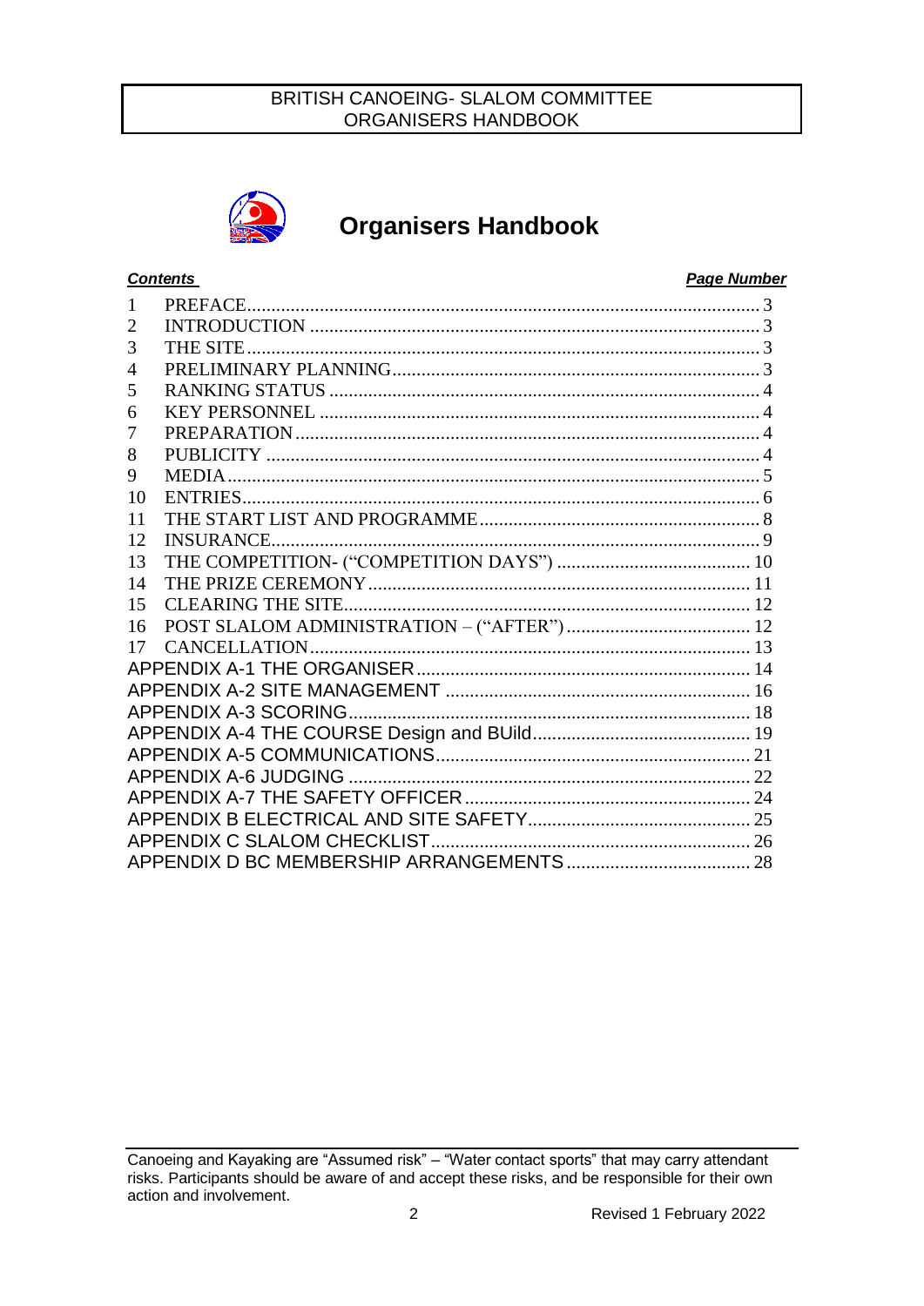# Organisers Handbook

| ***Contents*** | ***Page Number*** |
|---|---|
| 1 PREFACE | 3 |
| 2 INTRODUCTION | 3 |
| 3 THE SITE | 3 |
| 4 PRELIMINARY PLANNING | 3 |
| 5 RANKING STATUS | 4 |
| 6 KEY PERSONNEL | 4 |
| 7 PREPARATION | 4 |
| 8 PUBLICITY | 4 |
| 9 MEDIA | 5 |
| 10 ENTRIES | 6 |
| 11 THE START LIST AND PROGRAMME | 8 |
| 12 INSURANCE | 9 |
| 13 THE COMPETITION- ("COMPETITION DAYS") | 10 |
| 14 THE PRIZE CEREMONY | 11 |
| 15 CLEARING THE SITE | 12 |
| 16 POST SLALOM ADMINISTRATION – ("AFTER") | 12 |
| 17 CANCELLATION | 13 |
| APPENDIX A-1 THE ORGANISER | 14 |
| APPENDIX A-2 SITE MANAGEMENT | 16 |
| APPENDIX A-3 SCORING | 18 |
| APPENDIX A-4 THE COURSE Design and BUild | 19 |
| APPENDIX A-5 COMMUNICATIONS | 21 |
| APPENDIX A-6 JUDGING | 22 |
| APPENDIX A-7 THE SAFETY OFFICER | 24 |
| APPENDIX B ELECTRICAL AND SITE SAFETY | 25 |
| APPENDIX C SLALOM CHECKLIST | 26 |
| APPENDIX D BC MEMBERSHIP ARRANGEMENTS | 28 |

Canoeing and Kayaking are "Assumed risk" – "Water contact sports" that may carry attendant risks. Participants should be aware of and accept these risks, and be responsible for their own action and involvement.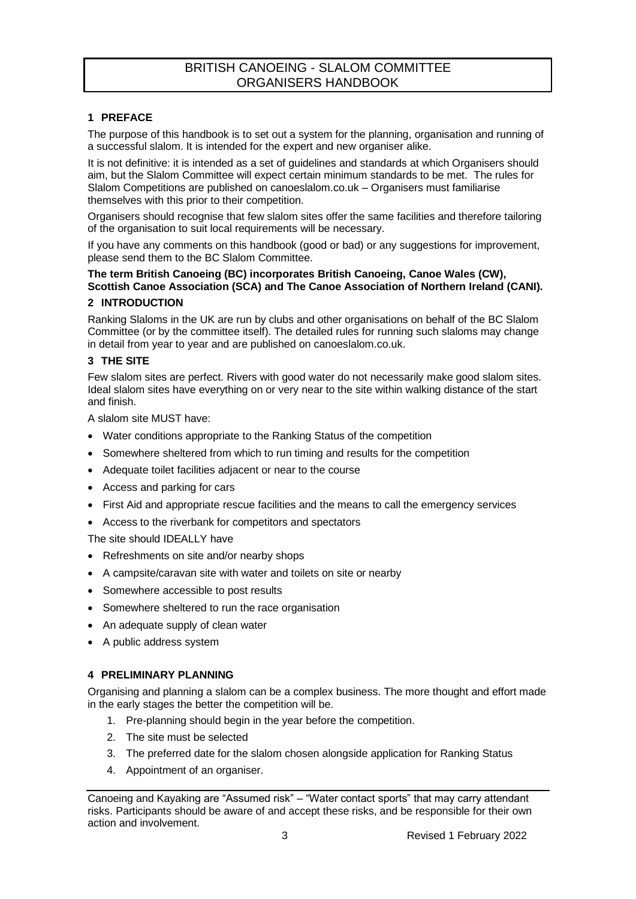# BRITISH CANOEING - SLALOM COMMITTEE ORGANISERS HANDBOOK

## 1 PREFACE

The purpose of this handbook is to set out a system for the planning, organisation and running of a successful slalom. It is intended for the expert and new organiser alike.

It is not definitive: it is intended as a set of guidelines and standards at which Organisers should aim, but the Slalom Committee will expect certain minimum standards to be met. The rules for Slalom Competitions are published on canoeslalom.co.uk – Organisers must familiarise themselves with this prior to their competition.

Organisers should recognise that few slalom sites offer the same facilities and therefore tailoring of the organisation to suit local requirements will be necessary.

If you have any comments on this handbook (good or bad) or any suggestions for improvement, please send them to the BC Slalom Committee.

**The term British Canoeing (BC) incorporates British Canoeing, Canoe Wales (CW), Scottish Canoe Association (SCA) and The Canoe Association of Northern Ireland (CANI).**

## 2 INTRODUCTION

Ranking Slaloms in the UK are run by clubs and other organisations on behalf of the BC Slalom Committee (or by the committee itself). The detailed rules for running such slaloms may change in detail from year to year and are published on canoeslalom.co.uk.

## 3 THE SITE

Few slalom sites are perfect. Rivers with good water do not necessarily make good slalom sites. Ideal slalom sites have everything on or very near to the site within walking distance of the start and finish.

A slalom site MUST have:

- Water conditions appropriate to the Ranking Status of the competition
- Somewhere sheltered from which to run timing and results for the competition
- Adequate toilet facilities adjacent or near to the course
- Access and parking for cars
- First Aid and appropriate rescue facilities and the means to call the emergency services
- Access to the riverbank for competitors and spectators

The site should IDEALLY have

- Refreshments on site and/or nearby shops
- A campsite/caravan site with water and toilets on site or nearby
- Somewhere accessible to post results
- Somewhere sheltered to run the race organisation
- An adequate supply of clean water
- A public address system

## 4 PRELIMINARY PLANNING

Organising and planning a slalom can be a complex business. The more thought and effort made in the early stages the better the competition will be.

1. Pre-planning should begin in the year before the competition.
2. The site must be selected
3. The preferred date for the slalom chosen alongside application for Ranking Status
4. Appointment of an organiser.

Canoeing and Kayaking are "Assumed risk" – "Water contact sports" that may carry attendant risks. Participants should be aware of and accept these risks, and be responsible for their own action and involvement.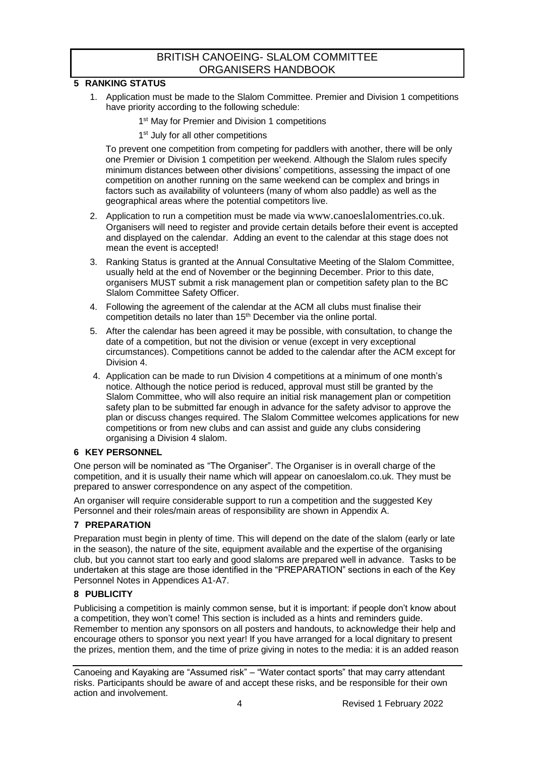## 5 RANKING STATUS

1. Application must be made to the Slalom Committee. Premier and Division 1 competitions have priority according to the following schedule:

   1st May for Premier and Division 1 competitions

   1st July for all other competitions

   To prevent one competition from competing for paddlers with another, there will be only one Premier or Division 1 competition per weekend. Although the Slalom rules specify minimum distances between other divisions' competitions, assessing the impact of one competition on another running on the same weekend can be complex and brings in factors such as availability of volunteers (many of whom also paddle) as well as the geographical areas where the potential competitors live.

2. Application to run a competition must be made via www.canoeslalomentries.co.uk. Organisers will need to register and provide certain details before their event is accepted and displayed on the calendar. Adding an event to the calendar at this stage does not mean the event is accepted!

3. Ranking Status is granted at the Annual Consultative Meeting of the Slalom Committee, usually held at the end of November or the beginning December. Prior to this date, organisers MUST submit a risk management plan or competition safety plan to the BC Slalom Committee Safety Officer.

4. Following the agreement of the calendar at the ACM all clubs must finalise their competition details no later than 15th December via the online portal.

5. After the calendar has been agreed it may be possible, with consultation, to change the date of a competition, but not the division or venue (except in very exceptional circumstances). Competitions cannot be added to the calendar after the ACM except for Division 4.

4. Application can be made to run Division 4 competitions at a minimum of one month's notice. Although the notice period is reduced, approval must still be granted by the Slalom Committee, who will also require an initial risk management plan or competition safety plan to be submitted far enough in advance for the safety advisor to approve the plan or discuss changes required. The Slalom Committee welcomes applications for new competitions or from new clubs and can assist and guide any clubs considering organising a Division 4 slalom.

## 6 KEY PERSONNEL

One person will be nominated as "The Organiser". The Organiser is in overall charge of the competition, and it is usually their name which will appear on canoeslalom.co.uk. They must be prepared to answer correspondence on any aspect of the competition.

An organiser will require considerable support to run a competition and the suggested Key Personnel and their roles/main areas of responsibility are shown in Appendix A.

## 7 PREPARATION

Preparation must begin in plenty of time. This will depend on the date of the slalom (early or late in the season), the nature of the site, equipment available and the expertise of the organising club, but you cannot start too early and good slaloms are prepared well in advance. Tasks to be undertaken at this stage are those identified in the "PREPARATION" sections in each of the Key Personnel Notes in Appendices A1-A7.

## 8 PUBLICITY

Publicising a competition is mainly common sense, but it is important: if people don't know about a competition, they won't come! This section is included as a hints and reminders guide. Remember to mention any sponsors on all posters and handouts, to acknowledge their help and encourage others to sponsor you next year! If you have arranged for a local dignitary to present the prizes, mention them, and the time of prize giving in notes to the media: it is an added reason

Canoeing and Kayaking are "Assumed risk" – "Water contact sports" that may carry attendant risks. Participants should be aware of and accept these risks, and be responsible for their own action and involvement.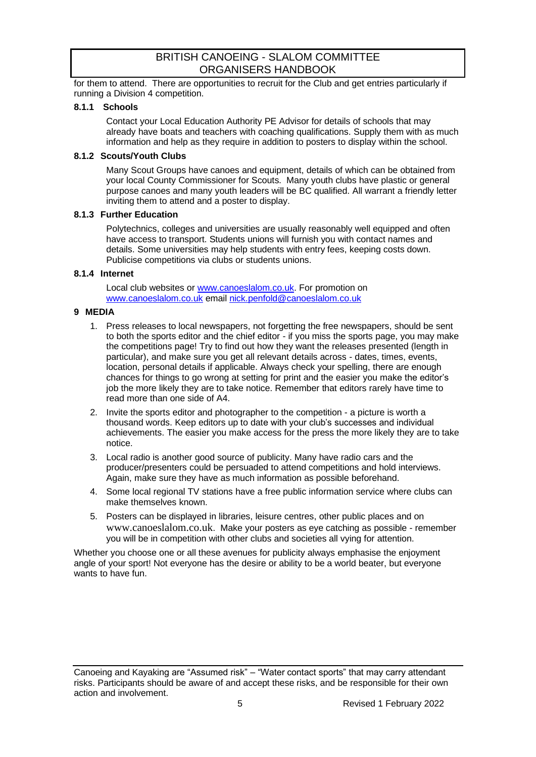for them to attend. There are opportunities to recruit for the Club and get entries particularly if running a Division 4 competition.

#### 8.1.1 Schools

Contact your Local Education Authority PE Advisor for details of schools that may already have boats and teachers with coaching qualifications. Supply them with as much information and help as they require in addition to posters to display within the school.

#### 8.1.2 Scouts/Youth Clubs

Many Scout Groups have canoes and equipment, details of which can be obtained from your local County Commissioner for Scouts. Many youth clubs have plastic or general purpose canoes and many youth leaders will be BC qualified. All warrant a friendly letter inviting them to attend and a poster to display.

#### 8.1.3 Further Education

Polytechnics, colleges and universities are usually reasonably well equipped and often have access to transport. Students unions will furnish you with contact names and details. Some universities may help students with entry fees, keeping costs down. Publicise competitions via clubs or students unions.

#### 8.1.4 Internet

Local club websites or [www.canoeslalom.co.uk](www.canoeslalom.co.uk). For promotion on [www.canoeslalom.co.uk](www.canoeslalom.co.uk) email [nick.penfold@canoeslalom.co.uk](mailto:nick.penfold@canoeslalom.co.uk)

## 9 MEDIA

1. Press releases to local newspapers, not forgetting the free newspapers, should be sent to both the sports editor and the chief editor - if you miss the sports page, you may make the competitions page! Try to find out how they want the releases presented (length in particular), and make sure you get all relevant details across - dates, times, events, location, personal details if applicable. Always check your spelling, there are enough chances for things to go wrong at setting for print and the easier you make the editor's job the more likely they are to take notice. Remember that editors rarely have time to read more than one side of A4.
2. Invite the sports editor and photographer to the competition - a picture is worth a thousand words. Keep editors up to date with your club's successes and individual achievements. The easier you make access for the press the more likely they are to take notice.
3. Local radio is another good source of publicity. Many have radio cars and the producer/presenters could be persuaded to attend competitions and hold interviews. Again, make sure they have as much information as possible beforehand.
4. Some local regional TV stations have a free public information service where clubs can make themselves known.
5. Posters can be displayed in libraries, leisure centres, other public places and on www.canoeslalom.co.uk. Make your posters as eye catching as possible - remember you will be in competition with other clubs and societies all vying for attention.

Whether you choose one or all these avenues for publicity always emphasise the enjoyment angle of your sport! Not everyone has the desire or ability to be a world beater, but everyone wants to have fun.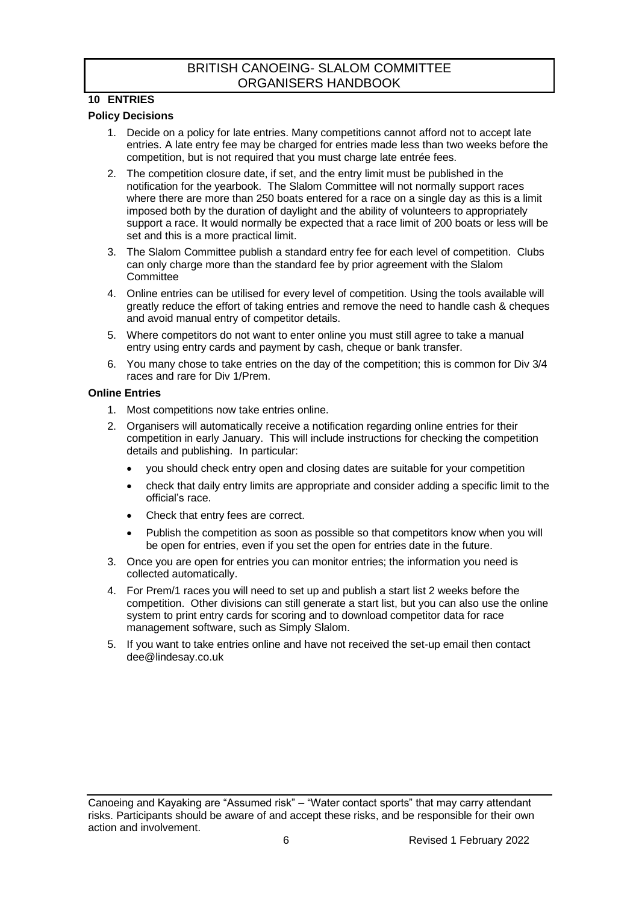## 10 ENTRIES

### Policy Decisions

1. Decide on a policy for late entries. Many competitions cannot afford not to accept late entries. A late entry fee may be charged for entries made less than two weeks before the competition, but is not required that you must charge late entrée fees.
2. The competition closure date, if set, and the entry limit must be published in the notification for the yearbook. The Slalom Committee will not normally support races where there are more than 250 boats entered for a race on a single day as this is a limit imposed both by the duration of daylight and the ability of volunteers to appropriately support a race. It would normally be expected that a race limit of 200 boats or less will be set and this is a more practical limit.
3. The Slalom Committee publish a standard entry fee for each level of competition. Clubs can only charge more than the standard fee by prior agreement with the Slalom Committee
4. Online entries can be utilised for every level of competition. Using the tools available will greatly reduce the effort of taking entries and remove the need to handle cash & cheques and avoid manual entry of competitor details.
5. Where competitors do not want to enter online you must still agree to take a manual entry using entry cards and payment by cash, cheque or bank transfer.
6. You many chose to take entries on the day of the competition; this is common for Div 3/4 races and rare for Div 1/Prem.

### Online Entries

1. Most competitions now take entries online.
2. Organisers will automatically receive a notification regarding online entries for their competition in early January. This will include instructions for checking the competition details and publishing. In particular:
   - you should check entry open and closing dates are suitable for your competition
   - check that daily entry limits are appropriate and consider adding a specific limit to the official's race.
   - Check that entry fees are correct.
   - Publish the competition as soon as possible so that competitors know when you will be open for entries, even if you set the open for entries date in the future.
3. Once you are open for entries you can monitor entries; the information you need is collected automatically.
4. For Prem/1 races you will need to set up and publish a start list 2 weeks before the competition. Other divisions can still generate a start list, but you can also use the online system to print entry cards for scoring and to download competitor data for race management software, such as Simply Slalom.
5. If you want to take entries online and have not received the set-up email then contact dee@lindesay.co.uk

Canoeing and Kayaking are "Assumed risk" – "Water contact sports" that may carry attendant risks. Participants should be aware of and accept these risks, and be responsible for their own action and involvement.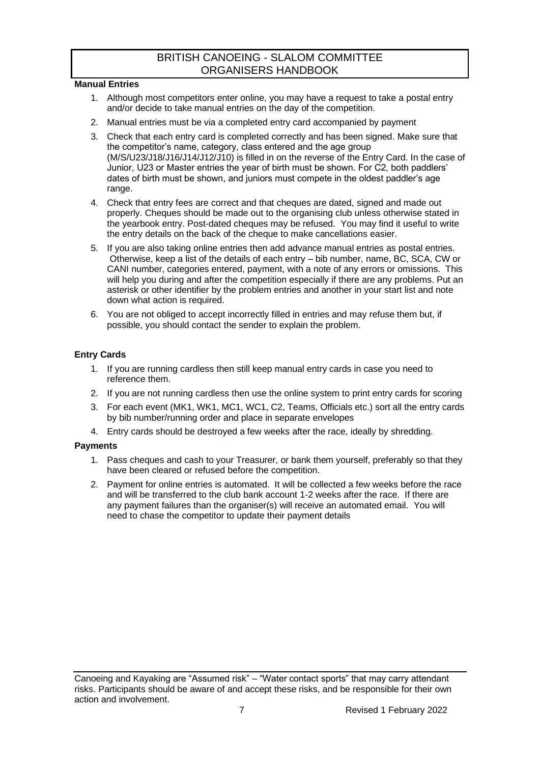## Manual Entries

1. Although most competitors enter online, you may have a request to take a postal entry and/or decide to take manual entries on the day of the competition.
2. Manual entries must be via a completed entry card accompanied by payment
3. Check that each entry card is completed correctly and has been signed. Make sure that the competitor's name, category, class entered and the age group (M/S/U23/J18/J16/J14/J12/J10) is filled in on the reverse of the Entry Card. In the case of Junior, U23 or Master entries the year of birth must be shown. For C2, both paddlers' dates of birth must be shown, and juniors must compete in the oldest paddler's age range.
4. Check that entry fees are correct and that cheques are dated, signed and made out properly. Cheques should be made out to the organising club unless otherwise stated in the yearbook entry. Post-dated cheques may be refused. You may find it useful to write the entry details on the back of the cheque to make cancellations easier.
5. If you are also taking online entries then add advance manual entries as postal entries. Otherwise, keep a list of the details of each entry – bib number, name, BC, SCA, CW or CANI number, categories entered, payment, with a note of any errors or omissions. This will help you during and after the competition especially if there are any problems. Put an asterisk or other identifier by the problem entries and another in your start list and note down what action is required.
6. You are not obliged to accept incorrectly filled in entries and may refuse them but, if possible, you should contact the sender to explain the problem.

## Entry Cards

1. If you are running cardless then still keep manual entry cards in case you need to reference them.
2. If you are not running cardless then use the online system to print entry cards for scoring
3. For each event (MK1, WK1, MC1, WC1, C2, Teams, Officials etc.) sort all the entry cards by bib number/running order and place in separate envelopes
4. Entry cards should be destroyed a few weeks after the race, ideally by shredding.

## Payments

1. Pass cheques and cash to your Treasurer, or bank them yourself, preferably so that they have been cleared or refused before the competition.
2. Payment for online entries is automated. It will be collected a few weeks before the race and will be transferred to the club bank account 1-2 weeks after the race. If there are any payment failures than the organiser(s) will receive an automated email. You will need to chase the competitor to update their payment details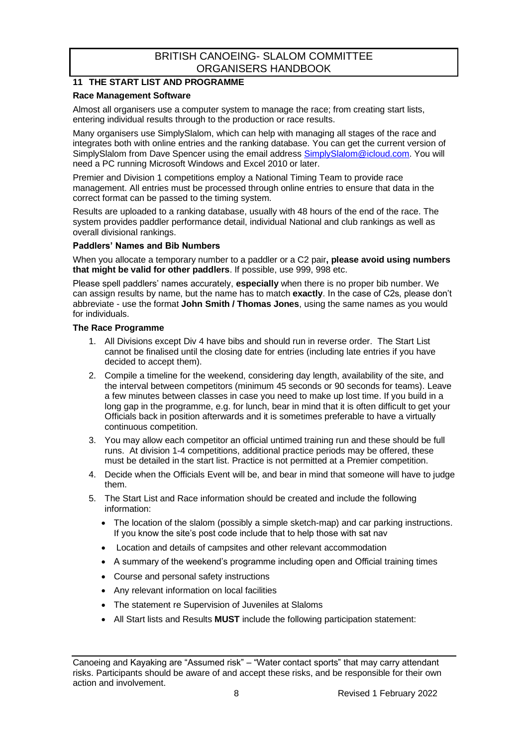## 11 THE START LIST AND PROGRAMME

### Race Management Software

Almost all organisers use a computer system to manage the race; from creating start lists, entering individual results through to the production or race results.

Many organisers use SimplySlalom, which can help with managing all stages of the race and integrates both with online entries and the ranking database. You can get the current version of SimplySlalom from Dave Spencer using the email address SimplySlalom@icloud.com. You will need a PC running Microsoft Windows and Excel 2010 or later.

Premier and Division 1 competitions employ a National Timing Team to provide race management. All entries must be processed through online entries to ensure that data in the correct format can be passed to the timing system.

Results are uploaded to a ranking database, usually with 48 hours of the end of the race. The system provides paddler performance detail, individual National and club rankings as well as overall divisional rankings.

### Paddlers' Names and Bib Numbers

When you allocate a temporary number to a paddler or a C2 pair**, please avoid using numbers that might be valid for other paddlers**. If possible, use 999, 998 etc.

Please spell paddlers' names accurately, **especially** when there is no proper bib number. We can assign results by name, but the name has to match **exactly**. In the case of C2s, please don't abbreviate - use the format **John Smith / Thomas Jones**, using the same names as you would for individuals.

### The Race Programme

1. All Divisions except Div 4 have bibs and should run in reverse order. The Start List cannot be finalised until the closing date for entries (including late entries if you have decided to accept them).
2. Compile a timeline for the weekend, considering day length, availability of the site, and the interval between competitors (minimum 45 seconds or 90 seconds for teams). Leave a few minutes between classes in case you need to make up lost time. If you build in a long gap in the programme, e.g. for lunch, bear in mind that it is often difficult to get your Officials back in position afterwards and it is sometimes preferable to have a virtually continuous competition.
3. You may allow each competitor an official untimed training run and these should be full runs. At division 1-4 competitions, additional practice periods may be offered, these must be detailed in the start list. Practice is not permitted at a Premier competition.
4. Decide when the Officials Event will be, and bear in mind that someone will have to judge them.
5. The Start List and Race information should be created and include the following information:
   - The location of the slalom (possibly a simple sketch-map) and car parking instructions. If you know the site's post code include that to help those with sat nav
   - Location and details of campsites and other relevant accommodation
   - A summary of the weekend's programme including open and Official training times
   - Course and personal safety instructions
   - Any relevant information on local facilities
   - The statement re Supervision of Juveniles at Slaloms
   - All Start lists and Results **MUST** include the following participation statement:

Canoeing and Kayaking are "Assumed risk" – "Water contact sports" that may carry attendant risks. Participants should be aware of and accept these risks, and be responsible for their own action and involvement.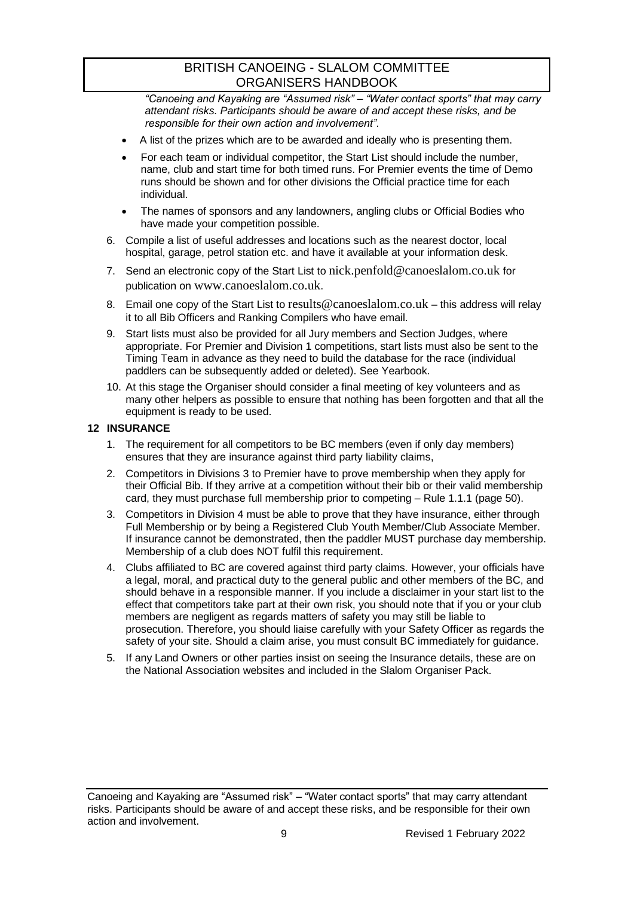*"Canoeing and Kayaking are "Assumed risk" – "Water contact sports" that may carry attendant risks. Participants should be aware of and accept these risks, and be responsible for their own action and involvement".*

- A list of the prizes which are to be awarded and ideally who is presenting them.
- For each team or individual competitor, the Start List should include the number, name, club and start time for both timed runs. For Premier events the time of Demo runs should be shown and for other divisions the Official practice time for each individual.
- The names of sponsors and any landowners, angling clubs or Official Bodies who have made your competition possible.

6. Compile a list of useful addresses and locations such as the nearest doctor, local hospital, garage, petrol station etc. and have it available at your information desk.
7. Send an electronic copy of the Start List to nick.penfold@canoeslalom.co.uk for publication on www.canoeslalom.co.uk.
8. Email one copy of the Start List to results@canoeslalom.co.uk – this address will relay it to all Bib Officers and Ranking Compilers who have email.
9. Start lists must also be provided for all Jury members and Section Judges, where appropriate. For Premier and Division 1 competitions, start lists must also be sent to the Timing Team in advance as they need to build the database for the race (individual paddlers can be subsequently added or deleted). See Yearbook.
10. At this stage the Organiser should consider a final meeting of key volunteers and as many other helpers as possible to ensure that nothing has been forgotten and that all the equipment is ready to be used.

## 12 INSURANCE

1. The requirement for all competitors to be BC members (even if only day members) ensures that they are insurance against third party liability claims,
2. Competitors in Divisions 3 to Premier have to prove membership when they apply for their Official Bib. If they arrive at a competition without their bib or their valid membership card, they must purchase full membership prior to competing – Rule 1.1.1 (page 50).
3. Competitors in Division 4 must be able to prove that they have insurance, either through Full Membership or by being a Registered Club Youth Member/Club Associate Member. If insurance cannot be demonstrated, then the paddler MUST purchase day membership. Membership of a club does NOT fulfil this requirement.
4. Clubs affiliated to BC are covered against third party claims. However, your officials have a legal, moral, and practical duty to the general public and other members of the BC, and should behave in a responsible manner. If you include a disclaimer in your start list to the effect that competitors take part at their own risk, you should note that if you or your club members are negligent as regards matters of safety you may still be liable to prosecution. Therefore, you should liaise carefully with your Safety Officer as regards the safety of your site. Should a claim arise, you must consult BC immediately for guidance.
5. If any Land Owners or other parties insist on seeing the Insurance details, these are on the National Association websites and included in the Slalom Organiser Pack.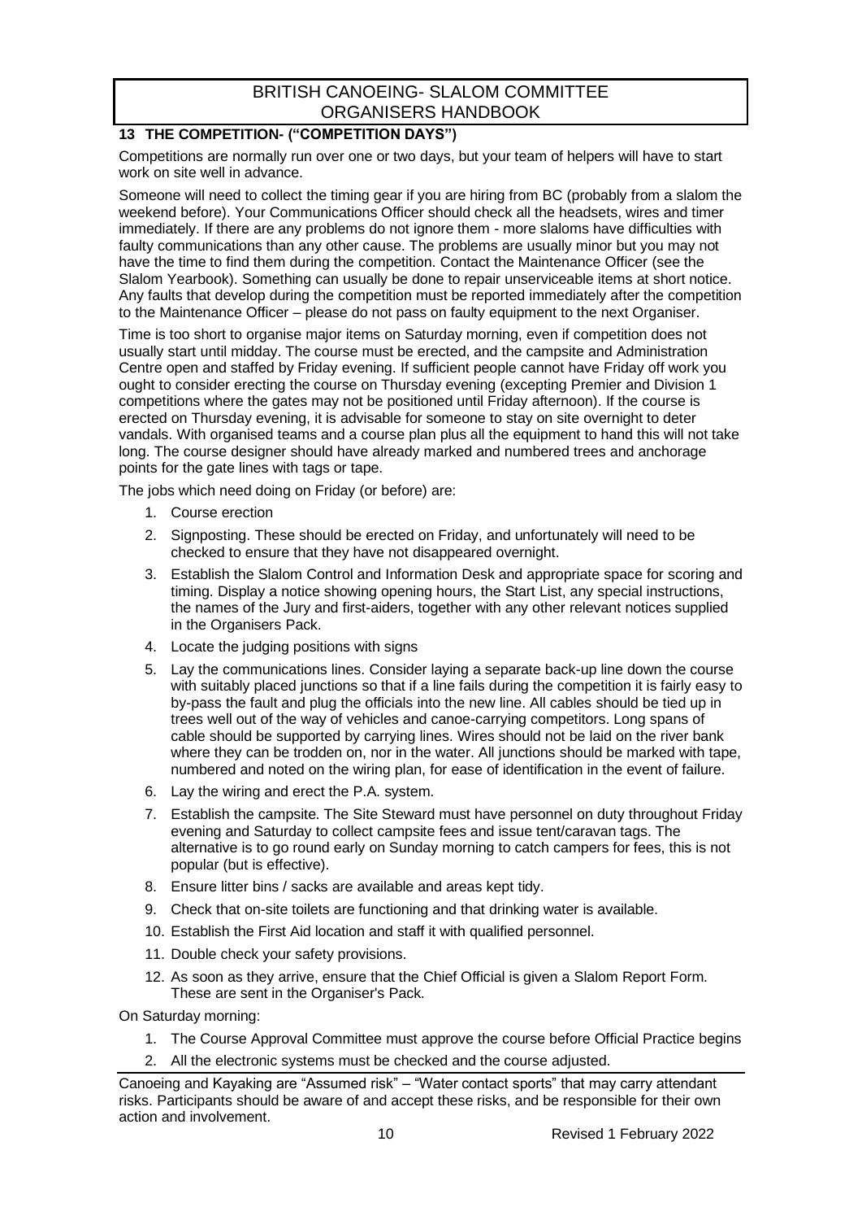## 13 THE COMPETITION- ("COMPETITION DAYS")

Competitions are normally run over one or two days, but your team of helpers will have to start work on site well in advance.

Someone will need to collect the timing gear if you are hiring from BC (probably from a slalom the weekend before). Your Communications Officer should check all the headsets, wires and timer immediately. If there are any problems do not ignore them - more slaloms have difficulties with faulty communications than any other cause. The problems are usually minor but you may not have the time to find them during the competition. Contact the Maintenance Officer (see the Slalom Yearbook). Something can usually be done to repair unserviceable items at short notice. Any faults that develop during the competition must be reported immediately after the competition to the Maintenance Officer – please do not pass on faulty equipment to the next Organiser.

Time is too short to organise major items on Saturday morning, even if competition does not usually start until midday. The course must be erected, and the campsite and Administration Centre open and staffed by Friday evening. If sufficient people cannot have Friday off work you ought to consider erecting the course on Thursday evening (excepting Premier and Division 1 competitions where the gates may not be positioned until Friday afternoon). If the course is erected on Thursday evening, it is advisable for someone to stay on site overnight to deter vandals. With organised teams and a course plan plus all the equipment to hand this will not take long. The course designer should have already marked and numbered trees and anchorage points for the gate lines with tags or tape.

The jobs which need doing on Friday (or before) are:

1. Course erection
2. Signposting. These should be erected on Friday, and unfortunately will need to be checked to ensure that they have not disappeared overnight.
3. Establish the Slalom Control and Information Desk and appropriate space for scoring and timing. Display a notice showing opening hours, the Start List, any special instructions, the names of the Jury and first-aiders, together with any other relevant notices supplied in the Organisers Pack.
4. Locate the judging positions with signs
5. Lay the communications lines. Consider laying a separate back-up line down the course with suitably placed junctions so that if a line fails during the competition it is fairly easy to by-pass the fault and plug the officials into the new line. All cables should be tied up in trees well out of the way of vehicles and canoe-carrying competitors. Long spans of cable should be supported by carrying lines. Wires should not be laid on the river bank where they can be trodden on, nor in the water. All junctions should be marked with tape, numbered and noted on the wiring plan, for ease of identification in the event of failure.
6. Lay the wiring and erect the P.A. system.
7. Establish the campsite. The Site Steward must have personnel on duty throughout Friday evening and Saturday to collect campsite fees and issue tent/caravan tags. The alternative is to go round early on Sunday morning to catch campers for fees, this is not popular (but is effective).
8. Ensure litter bins / sacks are available and areas kept tidy.
9. Check that on-site toilets are functioning and that drinking water is available.
10. Establish the First Aid location and staff it with qualified personnel.
11. Double check your safety provisions.
12. As soon as they arrive, ensure that the Chief Official is given a Slalom Report Form. These are sent in the Organiser's Pack.

On Saturday morning:

1. The Course Approval Committee must approve the course before Official Practice begins
2. All the electronic systems must be checked and the course adjusted.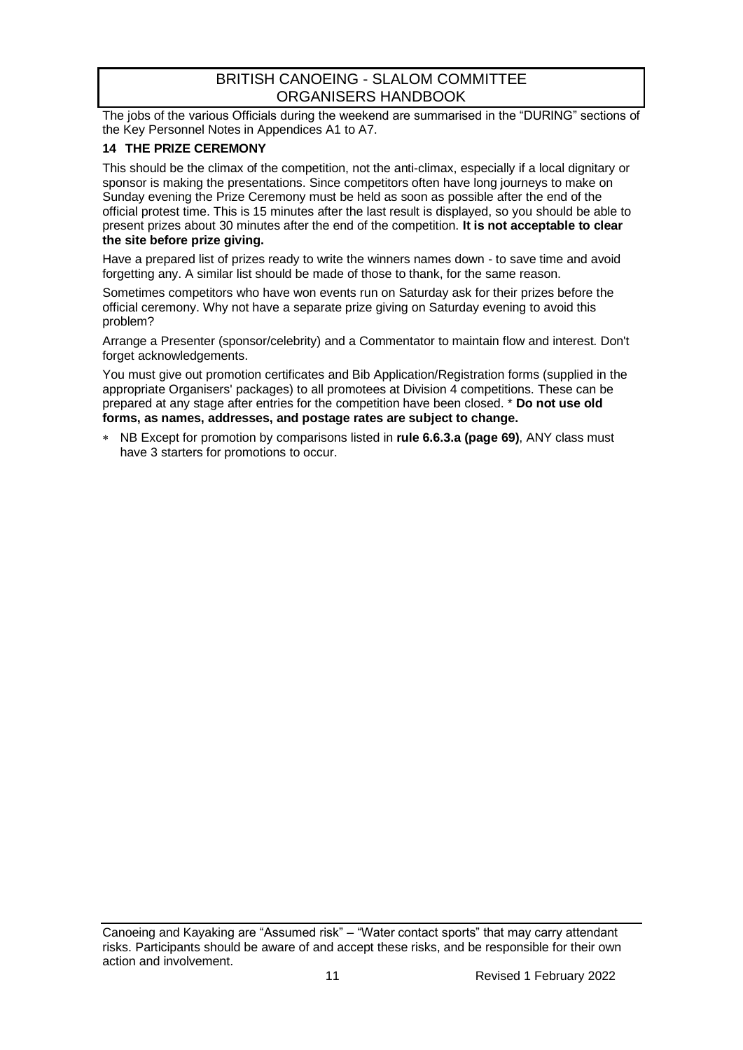The jobs of the various Officials during the weekend are summarised in the "DURING" sections of the Key Personnel Notes in Appendices A1 to A7.

## 14 THE PRIZE CEREMONY

This should be the climax of the competition, not the anti-climax, especially if a local dignitary or sponsor is making the presentations. Since competitors often have long journeys to make on Sunday evening the Prize Ceremony must be held as soon as possible after the end of the official protest time. This is 15 minutes after the last result is displayed, so you should be able to present prizes about 30 minutes after the end of the competition. **It is not acceptable to clear the site before prize giving.**

Have a prepared list of prizes ready to write the winners names down - to save time and avoid forgetting any. A similar list should be made of those to thank, for the same reason.

Sometimes competitors who have won events run on Saturday ask for their prizes before the official ceremony. Why not have a separate prize giving on Saturday evening to avoid this problem?

Arrange a Presenter (sponsor/celebrity) and a Commentator to maintain flow and interest. Don't forget acknowledgements.

You must give out promotion certificates and Bib Application/Registration forms (supplied in the appropriate Organisers' packages) to all promotees at Division 4 competitions. These can be prepared at any stage after entries for the competition have been closed. * **Do not use old forms, as names, addresses, and postage rates are subject to change.**

* NB Except for promotion by comparisons listed in **rule 6.6.3.a (page 69)**, ANY class must have 3 starters for promotions to occur.

Canoeing and Kayaking are "Assumed risk" – "Water contact sports" that may carry attendant risks. Participants should be aware of and accept these risks, and be responsible for their own action and involvement.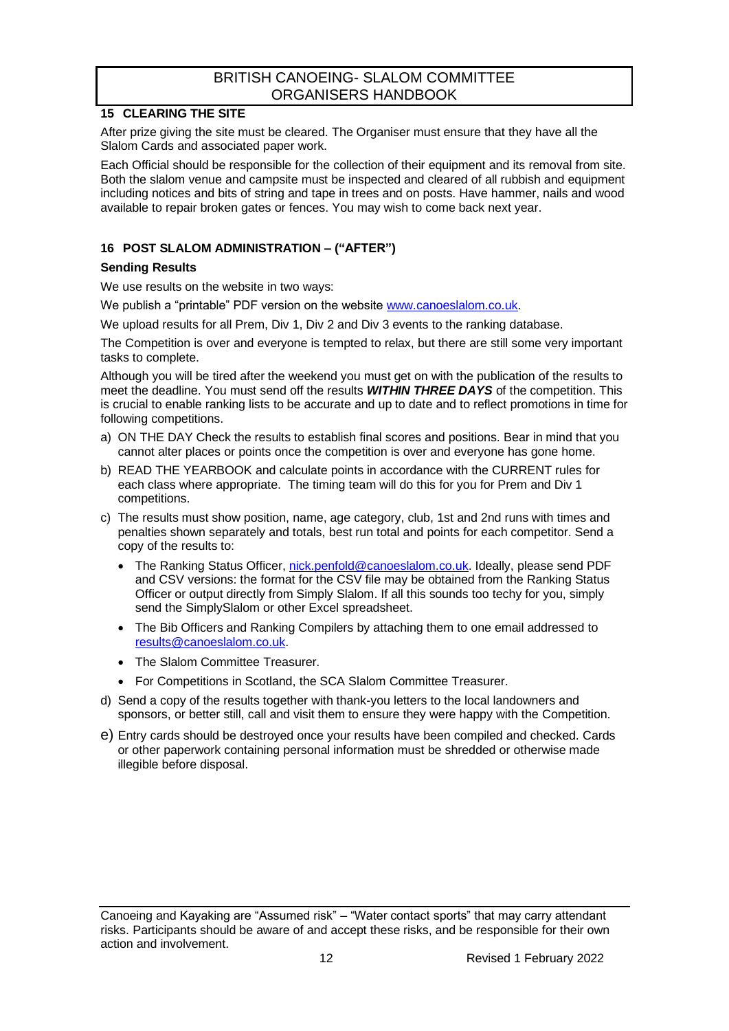## 15 CLEARING THE SITE

After prize giving the site must be cleared. The Organiser must ensure that they have all the Slalom Cards and associated paper work.

Each Official should be responsible for the collection of their equipment and its removal from site. Both the slalom venue and campsite must be inspected and cleared of all rubbish and equipment including notices and bits of string and tape in trees and on posts. Have hammer, nails and wood available to repair broken gates or fences. You may wish to come back next year.

## 16 POST SLALOM ADMINISTRATION – ("AFTER")

### Sending Results

We use results on the website in two ways:

We publish a "printable" PDF version on the website www.canoeslalom.co.uk.

We upload results for all Prem, Div 1, Div 2 and Div 3 events to the ranking database.

The Competition is over and everyone is tempted to relax, but there are still some very important tasks to complete.

Although you will be tired after the weekend you must get on with the publication of the results to meet the deadline. You must send off the results ***WITHIN THREE DAYS*** of the competition. This is crucial to enable ranking lists to be accurate and up to date and to reflect promotions in time for following competitions.

a) ON THE DAY Check the results to establish final scores and positions. Bear in mind that you cannot alter places or points once the competition is over and everyone has gone home.

b) READ THE YEARBOOK and calculate points in accordance with the CURRENT rules for each class where appropriate. The timing team will do this for you for Prem and Div 1 competitions.

c) The results must show position, name, age category, club, 1st and 2nd runs with times and penalties shown separately and totals, best run total and points for each competitor. Send a copy of the results to:

   - The Ranking Status Officer, nick.penfold@canoeslalom.co.uk. Ideally, please send PDF and CSV versions: the format for the CSV file may be obtained from the Ranking Status Officer or output directly from Simply Slalom. If all this sounds too techy for you, simply send the SimplySlalom or other Excel spreadsheet.
   - The Bib Officers and Ranking Compilers by attaching them to one email addressed to results@canoeslalom.co.uk.
   - The Slalom Committee Treasurer.
   - For Competitions in Scotland, the SCA Slalom Committee Treasurer.

d) Send a copy of the results together with thank-you letters to the local landowners and sponsors, or better still, call and visit them to ensure they were happy with the Competition.

e) Entry cards should be destroyed once your results have been compiled and checked. Cards or other paperwork containing personal information must be shredded or otherwise made illegible before disposal.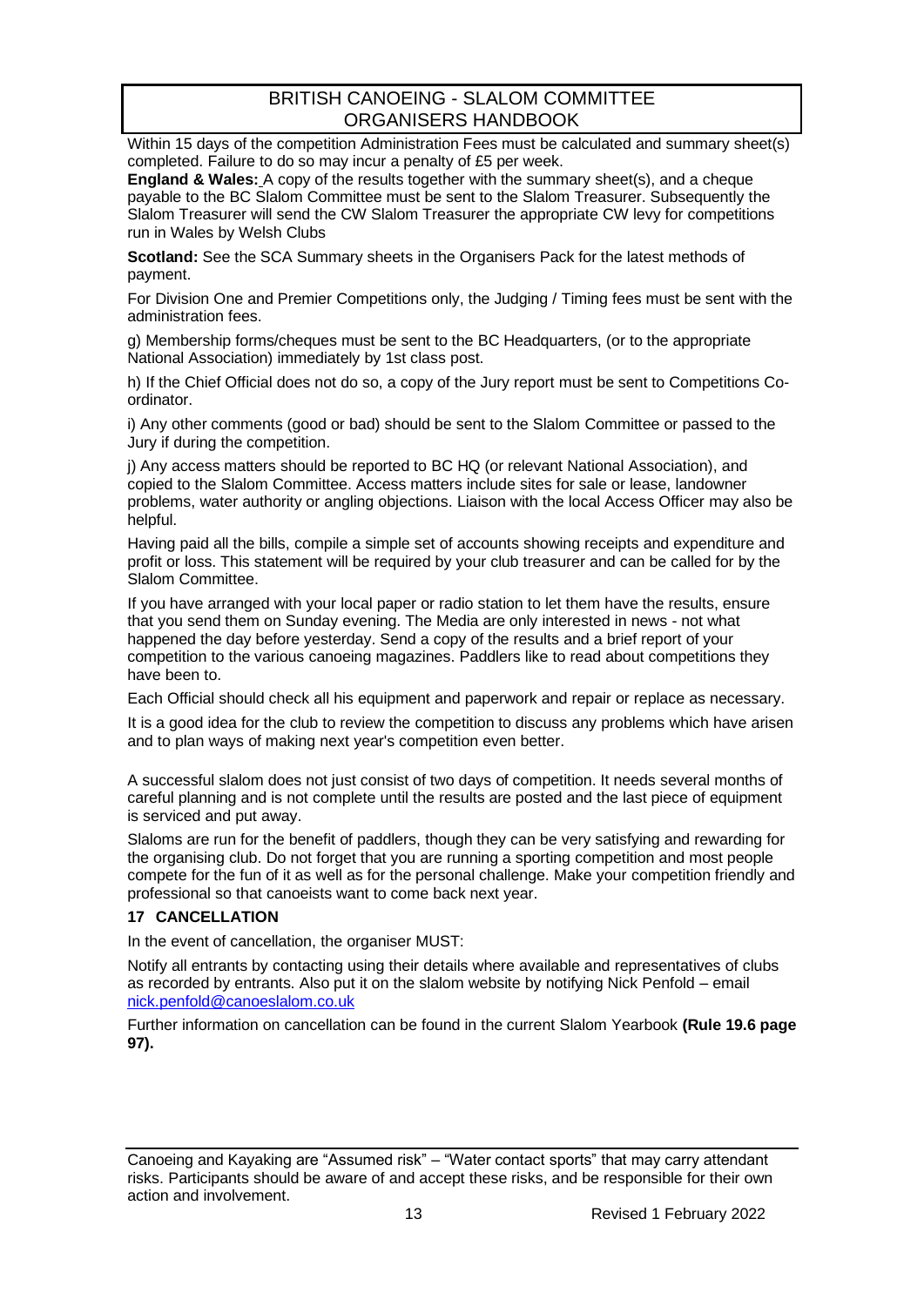Within 15 days of the competition Administration Fees must be calculated and summary sheet(s) completed. Failure to do so may incur a penalty of £5 per week.

**England & Wales:** A copy of the results together with the summary sheet(s), and a cheque payable to the BC Slalom Committee must be sent to the Slalom Treasurer. Subsequently the Slalom Treasurer will send the CW Slalom Treasurer the appropriate CW levy for competitions run in Wales by Welsh Clubs

**Scotland:** See the SCA Summary sheets in the Organisers Pack for the latest methods of payment.

For Division One and Premier Competitions only, the Judging / Timing fees must be sent with the administration fees.

g) Membership forms/cheques must be sent to the BC Headquarters, (or to the appropriate National Association) immediately by 1st class post.

h) If the Chief Official does not do so, a copy of the Jury report must be sent to Competitions Co-ordinator.

i) Any other comments (good or bad) should be sent to the Slalom Committee or passed to the Jury if during the competition.

j) Any access matters should be reported to BC HQ (or relevant National Association), and copied to the Slalom Committee. Access matters include sites for sale or lease, landowner problems, water authority or angling objections. Liaison with the local Access Officer may also be helpful.

Having paid all the bills, compile a simple set of accounts showing receipts and expenditure and profit or loss. This statement will be required by your club treasurer and can be called for by the Slalom Committee.

If you have arranged with your local paper or radio station to let them have the results, ensure that you send them on Sunday evening. The Media are only interested in news - not what happened the day before yesterday. Send a copy of the results and a brief report of your competition to the various canoeing magazines. Paddlers like to read about competitions they have been to.

Each Official should check all his equipment and paperwork and repair or replace as necessary.

It is a good idea for the club to review the competition to discuss any problems which have arisen and to plan ways of making next year's competition even better.

A successful slalom does not just consist of two days of competition. It needs several months of careful planning and is not complete until the results are posted and the last piece of equipment is serviced and put away.

Slaloms are run for the benefit of paddlers, though they can be very satisfying and rewarding for the organising club. Do not forget that you are running a sporting competition and most people compete for the fun of it as well as for the personal challenge. Make your competition friendly and professional so that canoeists want to come back next year.

### 17 CANCELLATION

In the event of cancellation, the organiser MUST:

Notify all entrants by contacting using their details where available and representatives of clubs as recorded by entrants. Also put it on the slalom website by notifying Nick Penfold – email nick.penfold@canoeslalom.co.uk

Further information on cancellation can be found in the current Slalom Yearbook **(Rule 19.6 page 97).**

Canoeing and Kayaking are "Assumed risk" – "Water contact sports" that may carry attendant risks. Participants should be aware of and accept these risks, and be responsible for their own action and involvement.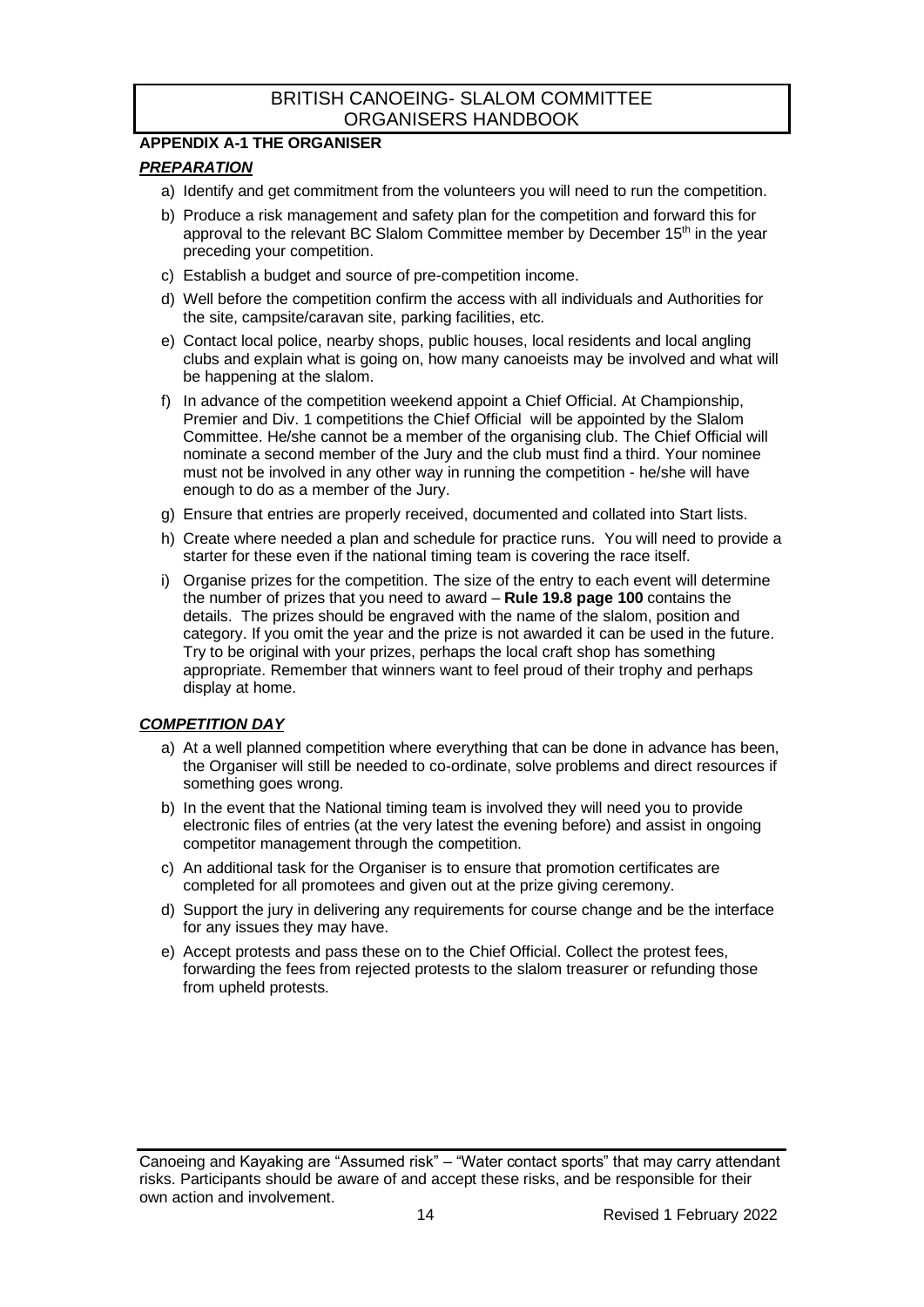## APPENDIX A-1 THE ORGANISER

### ***PREPARATION***

a) Identify and get commitment from the volunteers you will need to run the competition.

b) Produce a risk management and safety plan for the competition and forward this for approval to the relevant BC Slalom Committee member by December 15th in the year preceding your competition.

c) Establish a budget and source of pre-competition income.

d) Well before the competition confirm the access with all individuals and Authorities for the site, campsite/caravan site, parking facilities, etc.

e) Contact local police, nearby shops, public houses, local residents and local angling clubs and explain what is going on, how many canoeists may be involved and what will be happening at the slalom.

f) In advance of the competition weekend appoint a Chief Official. At Championship, Premier and Div. 1 competitions the Chief Official will be appointed by the Slalom Committee. He/she cannot be a member of the organising club. The Chief Official will nominate a second member of the Jury and the club must find a third. Your nominee must not be involved in any other way in running the competition - he/she will have enough to do as a member of the Jury.

g) Ensure that entries are properly received, documented and collated into Start lists.

h) Create where needed a plan and schedule for practice runs. You will need to provide a starter for these even if the national timing team is covering the race itself.

i) Organise prizes for the competition. The size of the entry to each event will determine the number of prizes that you need to award – **Rule 19.8 page 100** contains the details. The prizes should be engraved with the name of the slalom, position and category. If you omit the year and the prize is not awarded it can be used in the future. Try to be original with your prizes, perhaps the local craft shop has something appropriate. Remember that winners want to feel proud of their trophy and perhaps display at home.

### ***COMPETITION DAY***

a) At a well planned competition where everything that can be done in advance has been, the Organiser will still be needed to co-ordinate, solve problems and direct resources if something goes wrong.

b) In the event that the National timing team is involved they will need you to provide electronic files of entries (at the very latest the evening before) and assist in ongoing competitor management through the competition.

c) An additional task for the Organiser is to ensure that promotion certificates are completed for all promotees and given out at the prize giving ceremony.

d) Support the jury in delivering any requirements for course change and be the interface for any issues they may have.

e) Accept protests and pass these on to the Chief Official. Collect the protest fees, forwarding the fees from rejected protests to the slalom treasurer or refunding those from upheld protests.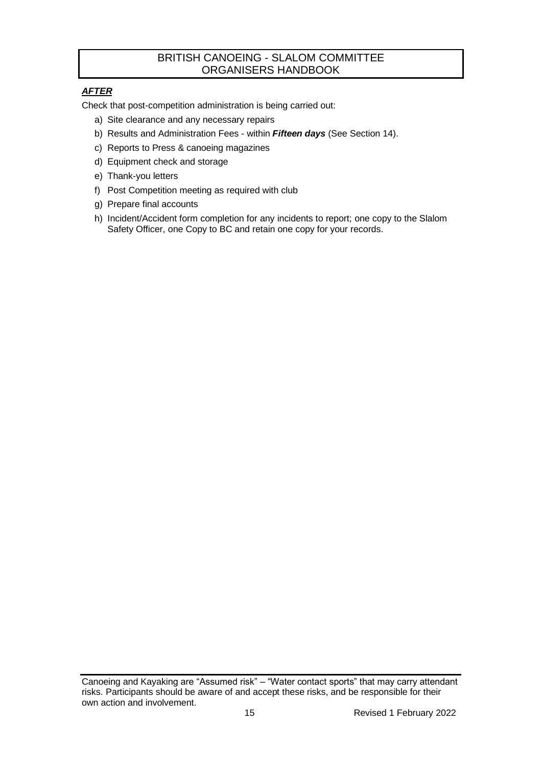***AFTER***

Check that post-competition administration is being carried out:

a) Site clearance and any necessary repairs
b) Results and Administration Fees - within ***Fifteen days*** (See Section 14).
c) Reports to Press & canoeing magazines
d) Equipment check and storage
e) Thank-you letters
f) Post Competition meeting as required with club
g) Prepare final accounts
h) Incident/Accident form completion for any incidents to report; one copy to the Slalom Safety Officer, one Copy to BC and retain one copy for your records.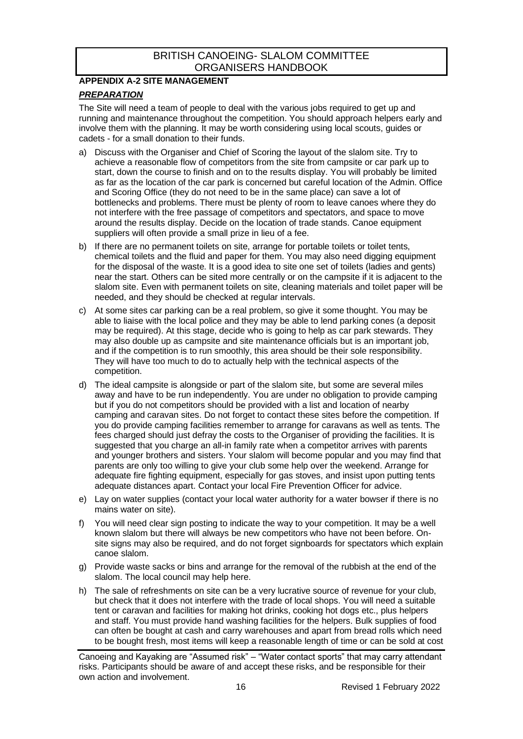## APPENDIX A-2 SITE MANAGEMENT

### ***PREPARATION***

The Site will need a team of people to deal with the various jobs required to get up and running and maintenance throughout the competition. You should approach helpers early and involve them with the planning. It may be worth considering using local scouts, guides or cadets - for a small donation to their funds.

a) Discuss with the Organiser and Chief of Scoring the layout of the slalom site. Try to achieve a reasonable flow of competitors from the site from campsite or car park up to start, down the course to finish and on to the results display. You will probably be limited as far as the location of the car park is concerned but careful location of the Admin. Office and Scoring Office (they do not need to be in the same place) can save a lot of bottlenecks and problems. There must be plenty of room to leave canoes where they do not interfere with the free passage of competitors and spectators, and space to move around the results display. Decide on the location of trade stands. Canoe equipment suppliers will often provide a small prize in lieu of a fee.

b) If there are no permanent toilets on site, arrange for portable toilets or toilet tents, chemical toilets and the fluid and paper for them. You may also need digging equipment for the disposal of the waste. It is a good idea to site one set of toilets (ladies and gents) near the start. Others can be sited more centrally or on the campsite if it is adjacent to the slalom site. Even with permanent toilets on site, cleaning materials and toilet paper will be needed, and they should be checked at regular intervals.

c) At some sites car parking can be a real problem, so give it some thought. You may be able to liaise with the local police and they may be able to lend parking cones (a deposit may be required). At this stage, decide who is going to help as car park stewards. They may also double up as campsite and site maintenance officials but is an important job, and if the competition is to run smoothly, this area should be their sole responsibility. They will have too much to do to actually help with the technical aspects of the competition.

d) The ideal campsite is alongside or part of the slalom site, but some are several miles away and have to be run independently. You are under no obligation to provide camping but if you do not competitors should be provided with a list and location of nearby camping and caravan sites. Do not forget to contact these sites before the competition. If you do provide camping facilities remember to arrange for caravans as well as tents. The fees charged should just defray the costs to the Organiser of providing the facilities. It is suggested that you charge an all-in family rate when a competitor arrives with parents and younger brothers and sisters. Your slalom will become popular and you may find that parents are only too willing to give your club some help over the weekend. Arrange for adequate fire fighting equipment, especially for gas stoves, and insist upon putting tents adequate distances apart. Contact your local Fire Prevention Officer for advice.

e) Lay on water supplies (contact your local water authority for a water bowser if there is no mains water on site).

f) You will need clear sign posting to indicate the way to your competition. It may be a well known slalom but there will always be new competitors who have not been before. On-site signs may also be required, and do not forget signboards for spectators which explain canoe slalom.

g) Provide waste sacks or bins and arrange for the removal of the rubbish at the end of the slalom. The local council may help here.

h) The sale of refreshments on site can be a very lucrative source of revenue for your club, but check that it does not interfere with the trade of local shops. You will need a suitable tent or caravan and facilities for making hot drinks, cooking hot dogs etc., plus helpers and staff. You must provide hand washing facilities for the helpers. Bulk supplies of food can often be bought at cash and carry warehouses and apart from bread rolls which need to be bought fresh, most items will keep a reasonable length of time or can be sold at cost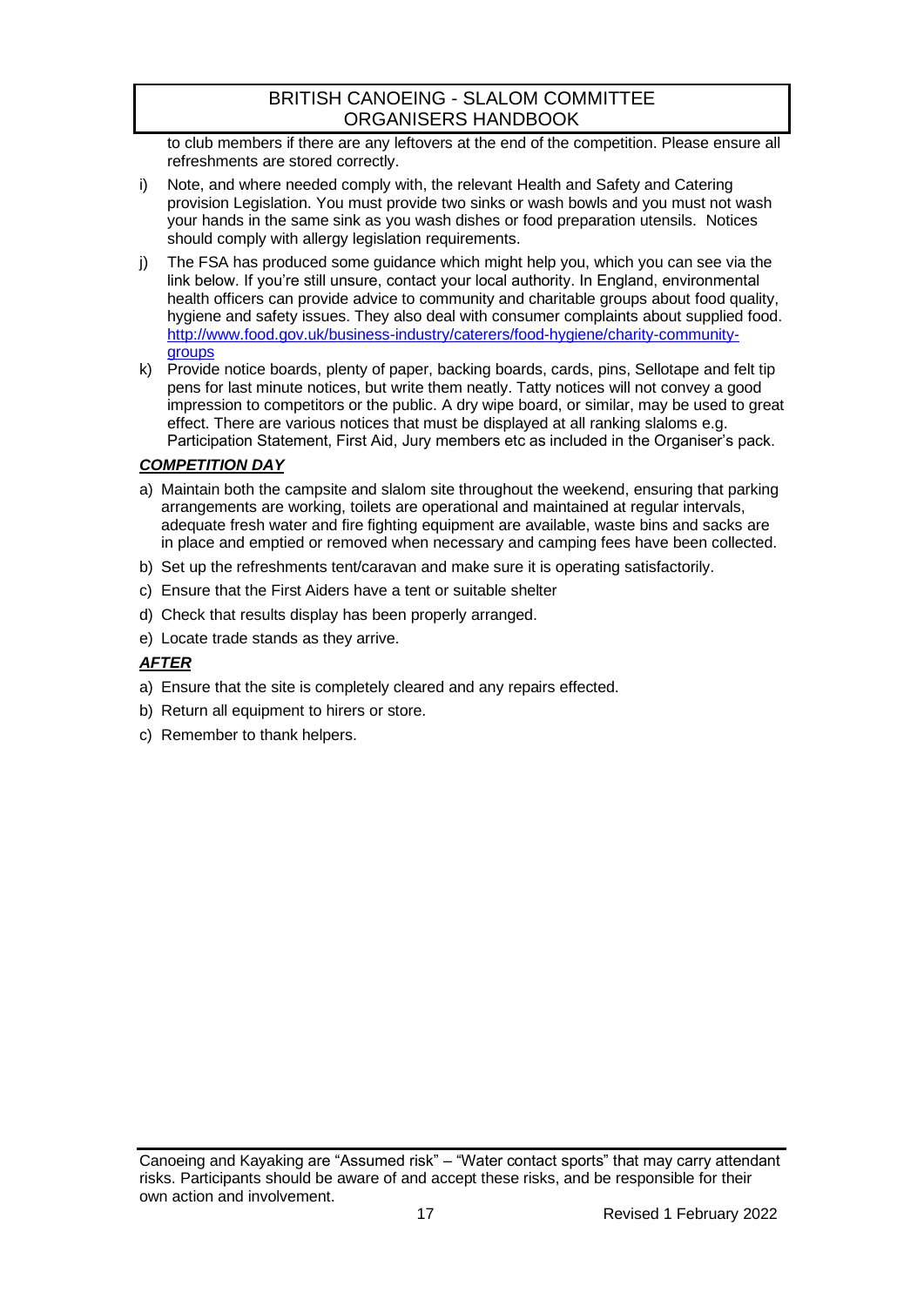to club members if there are any leftovers at the end of the competition. Please ensure all refreshments are stored correctly.

i) Note, and where needed comply with, the relevant Health and Safety and Catering provision Legislation. You must provide two sinks or wash bowls and you must not wash your hands in the same sink as you wash dishes or food preparation utensils. Notices should comply with allergy legislation requirements.

j) The FSA has produced some guidance which might help you, which you can see via the link below. If you're still unsure, contact your local authority. In England, environmental health officers can provide advice to community and charitable groups about food quality, hygiene and safety issues. They also deal with consumer complaints about supplied food. [http://www.food.gov.uk/business-industry/caterers/food-hygiene/charity-community-groups](http://www.food.gov.uk/business-industry/caterers/food-hygiene/charity-community-groups)

k) Provide notice boards, plenty of paper, backing boards, cards, pins, Sellotape and felt tip pens for last minute notices, but write them neatly. Tatty notices will not convey a good impression to competitors or the public. A dry wipe board, or similar, may be used to great effect. There are various notices that must be displayed at all ranking slaloms e.g. Participation Statement, First Aid, Jury members etc as included in the Organiser's pack.

***COMPETITION DAY***

a) Maintain both the campsite and slalom site throughout the weekend, ensuring that parking arrangements are working, toilets are operational and maintained at regular intervals, adequate fresh water and fire fighting equipment are available, waste bins and sacks are in place and emptied or removed when necessary and camping fees have been collected.

b) Set up the refreshments tent/caravan and make sure it is operating satisfactorily.

c) Ensure that the First Aiders have a tent or suitable shelter

d) Check that results display has been properly arranged.

e) Locate trade stands as they arrive.

***AFTER***

a) Ensure that the site is completely cleared and any repairs effected.

b) Return all equipment to hirers or store.

c) Remember to thank helpers.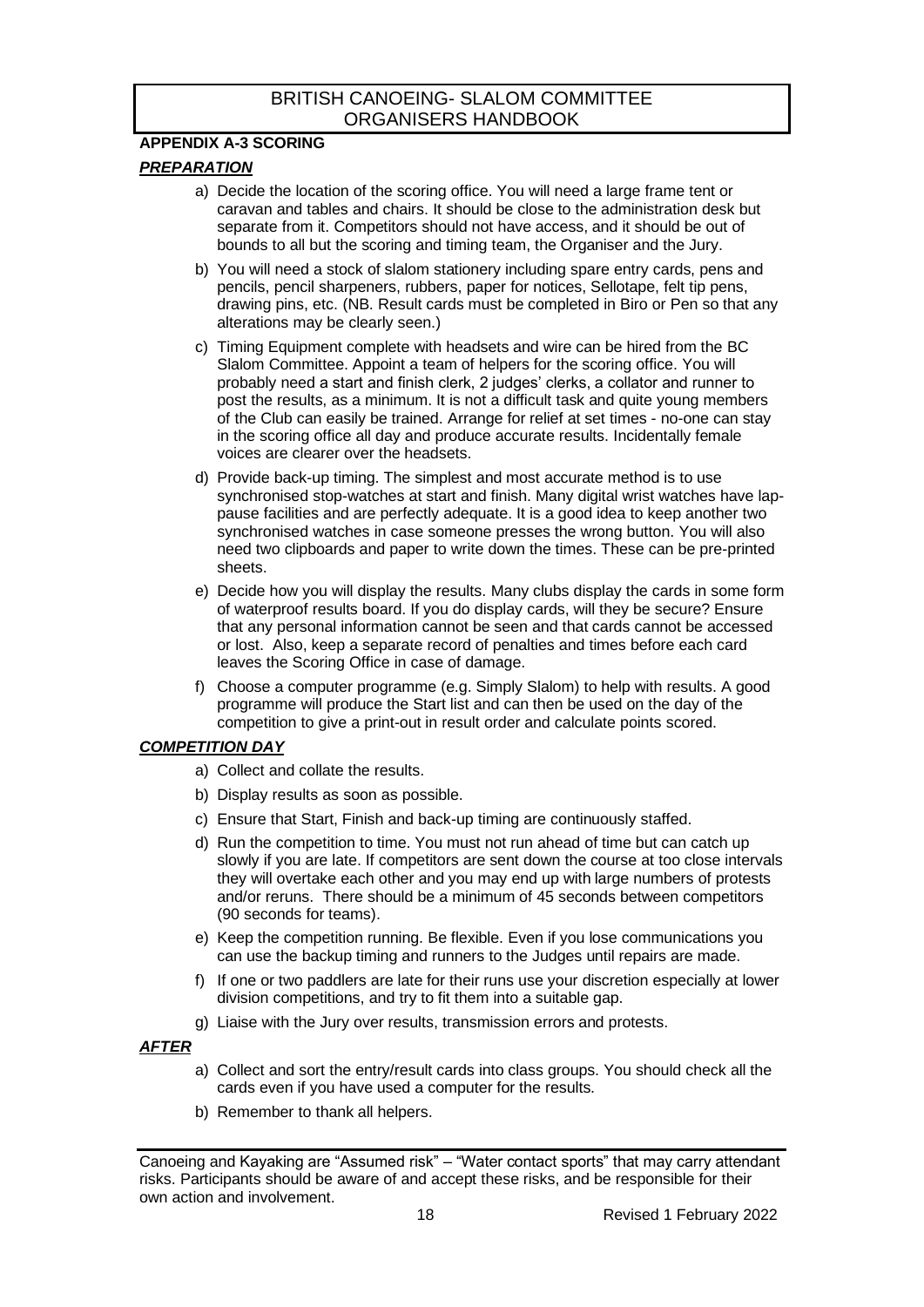## APPENDIX A-3 SCORING

### *PREPARATION*

a) Decide the location of the scoring office. You will need a large frame tent or caravan and tables and chairs. It should be close to the administration desk but separate from it. Competitors should not have access, and it should be out of bounds to all but the scoring and timing team, the Organiser and the Jury.

b) You will need a stock of slalom stationery including spare entry cards, pens and pencils, pencil sharpeners, rubbers, paper for notices, Sellotape, felt tip pens, drawing pins, etc. (NB. Result cards must be completed in Biro or Pen so that any alterations may be clearly seen.)

c) Timing Equipment complete with headsets and wire can be hired from the BC Slalom Committee. Appoint a team of helpers for the scoring office. You will probably need a start and finish clerk, 2 judges' clerks, a collator and runner to post the results, as a minimum. It is not a difficult task and quite young members of the Club can easily be trained. Arrange for relief at set times - no-one can stay in the scoring office all day and produce accurate results. Incidentally female voices are clearer over the headsets.

d) Provide back-up timing. The simplest and most accurate method is to use synchronised stop-watches at start and finish. Many digital wrist watches have lap-pause facilities and are perfectly adequate. It is a good idea to keep another two synchronised watches in case someone presses the wrong button. You will also need two clipboards and paper to write down the times. These can be pre-printed sheets.

e) Decide how you will display the results. Many clubs display the cards in some form of waterproof results board. If you do display cards, will they be secure? Ensure that any personal information cannot be seen and that cards cannot be accessed or lost. Also, keep a separate record of penalties and times before each card leaves the Scoring Office in case of damage.

f) Choose a computer programme (e.g. Simply Slalom) to help with results. A good programme will produce the Start list and can then be used on the day of the competition to give a print-out in result order and calculate points scored.

### *COMPETITION DAY*

a) Collect and collate the results.

b) Display results as soon as possible.

c) Ensure that Start, Finish and back-up timing are continuously staffed.

d) Run the competition to time. You must not run ahead of time but can catch up slowly if you are late. If competitors are sent down the course at too close intervals they will overtake each other and you may end up with large numbers of protests and/or reruns. There should be a minimum of 45 seconds between competitors (90 seconds for teams).

e) Keep the competition running. Be flexible. Even if you lose communications you can use the backup timing and runners to the Judges until repairs are made.

f) If one or two paddlers are late for their runs use your discretion especially at lower division competitions, and try to fit them into a suitable gap.

g) Liaise with the Jury over results, transmission errors and protests.

### *AFTER*

a) Collect and sort the entry/result cards into class groups. You should check all the cards even if you have used a computer for the results.

b) Remember to thank all helpers.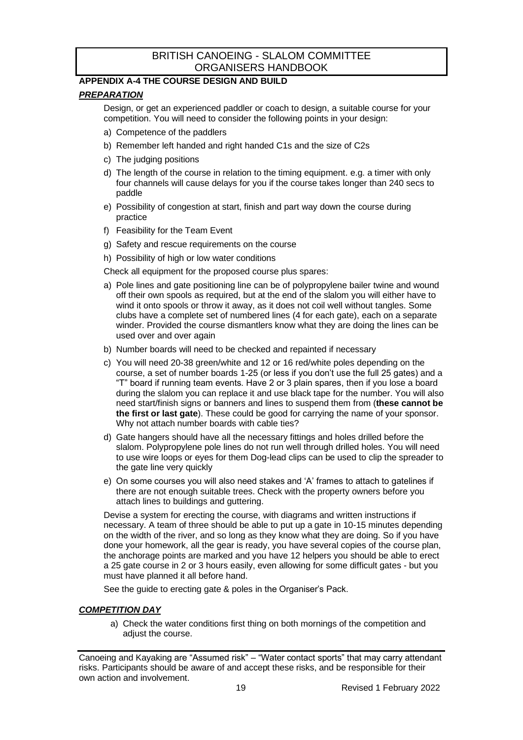## APPENDIX A-4 THE COURSE DESIGN AND BUILD

### *PREPARATION*

Design, or get an experienced paddler or coach to design, a suitable course for your competition. You will need to consider the following points in your design:

a) Competence of the paddlers
b) Remember left handed and right handed C1s and the size of C2s
c) The judging positions
d) The length of the course in relation to the timing equipment. e.g. a timer with only four channels will cause delays for you if the course takes longer than 240 secs to paddle
e) Possibility of congestion at start, finish and part way down the course during practice
f) Feasibility for the Team Event
g) Safety and rescue requirements on the course
h) Possibility of high or low water conditions

Check all equipment for the proposed course plus spares:

a) Pole lines and gate positioning line can be of polypropylene bailer twine and wound off their own spools as required, but at the end of the slalom you will either have to wind it onto spools or throw it away, as it does not coil well without tangles. Some clubs have a complete set of numbered lines (4 for each gate), each on a separate winder. Provided the course dismantlers know what they are doing the lines can be used over and over again
b) Number boards will need to be checked and repainted if necessary
c) You will need 20-38 green/white and 12 or 16 red/white poles depending on the course, a set of number boards 1-25 (or less if you don't use the full 25 gates) and a "T" board if running team events. Have 2 or 3 plain spares, then if you lose a board during the slalom you can replace it and use black tape for the number. You will also need start/finish signs or banners and lines to suspend them from (**these cannot be the first or last gate**). These could be good for carrying the name of your sponsor. Why not attach number boards with cable ties?
d) Gate hangers should have all the necessary fittings and holes drilled before the slalom. Polypropylene pole lines do not run well through drilled holes. You will need to use wire loops or eyes for them Dog-lead clips can be used to clip the spreader to the gate line very quickly
e) On some courses you will also need stakes and 'A' frames to attach to gatelines if there are not enough suitable trees. Check with the property owners before you attach lines to buildings and guttering.

Devise a system for erecting the course, with diagrams and written instructions if necessary. A team of three should be able to put up a gate in 10-15 minutes depending on the width of the river, and so long as they know what they are doing. So if you have done your homework, all the gear is ready, you have several copies of the course plan, the anchorage points are marked and you have 12 helpers you should be able to erect a 25 gate course in 2 or 3 hours easily, even allowing for some difficult gates - but you must have planned it all before hand.

See the guide to erecting gate & poles in the Organiser's Pack.

### *COMPETITION DAY*

a) Check the water conditions first thing on both mornings of the competition and adjust the course.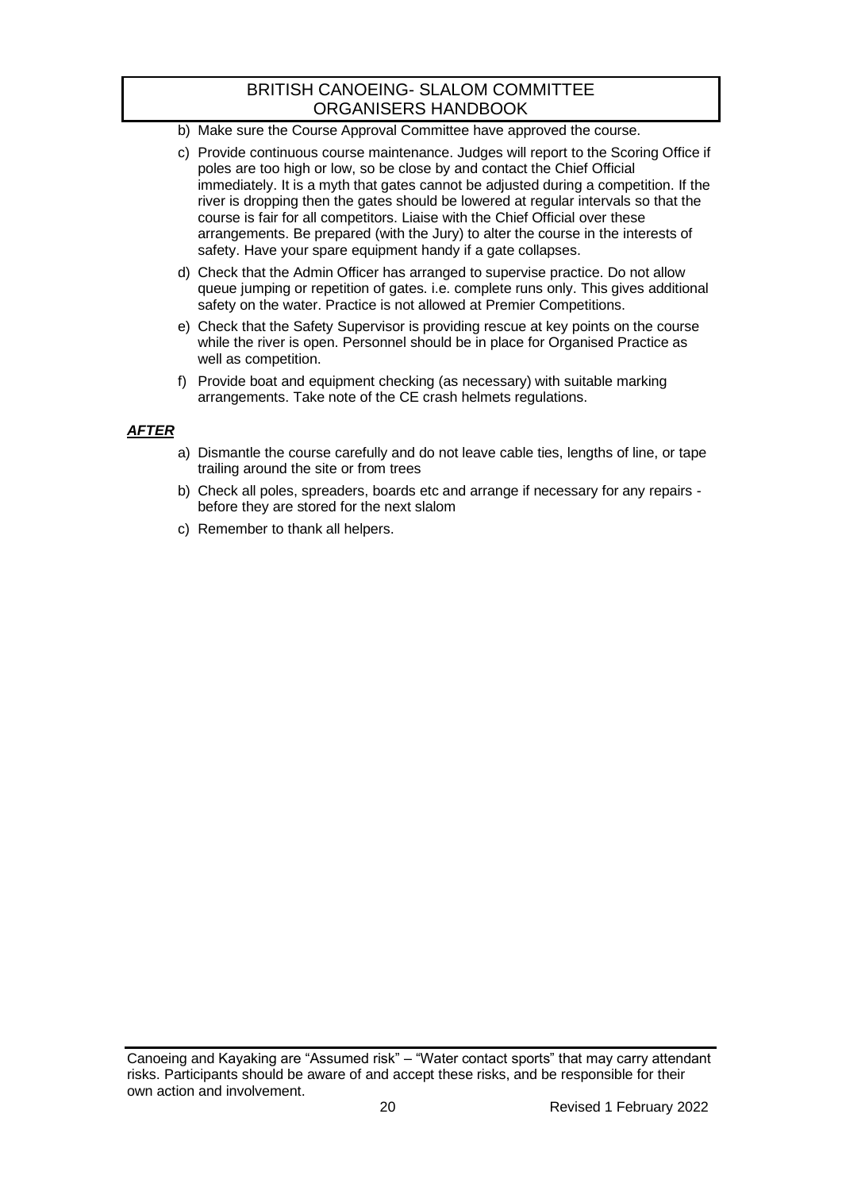b) Make sure the Course Approval Committee have approved the course.

c) Provide continuous course maintenance. Judges will report to the Scoring Office if poles are too high or low, so be close by and contact the Chief Official immediately. It is a myth that gates cannot be adjusted during a competition. If the river is dropping then the gates should be lowered at regular intervals so that the course is fair for all competitors. Liaise with the Chief Official over these arrangements. Be prepared (with the Jury) to alter the course in the interests of safety. Have your spare equipment handy if a gate collapses.

d) Check that the Admin Officer has arranged to supervise practice. Do not allow queue jumping or repetition of gates. i.e. complete runs only. This gives additional safety on the water. Practice is not allowed at Premier Competitions.

e) Check that the Safety Supervisor is providing rescue at key points on the course while the river is open. Personnel should be in place for Organised Practice as well as competition.

f) Provide boat and equipment checking (as necessary) with suitable marking arrangements. Take note of the CE crash helmets regulations.

***AFTER***

a) Dismantle the course carefully and do not leave cable ties, lengths of line, or tape trailing around the site or from trees

b) Check all poles, spreaders, boards etc and arrange if necessary for any repairs - before they are stored for the next slalom

c) Remember to thank all helpers.

Canoeing and Kayaking are "Assumed risk" – "Water contact sports" that may carry attendant risks. Participants should be aware of and accept these risks, and be responsible for their own action and involvement.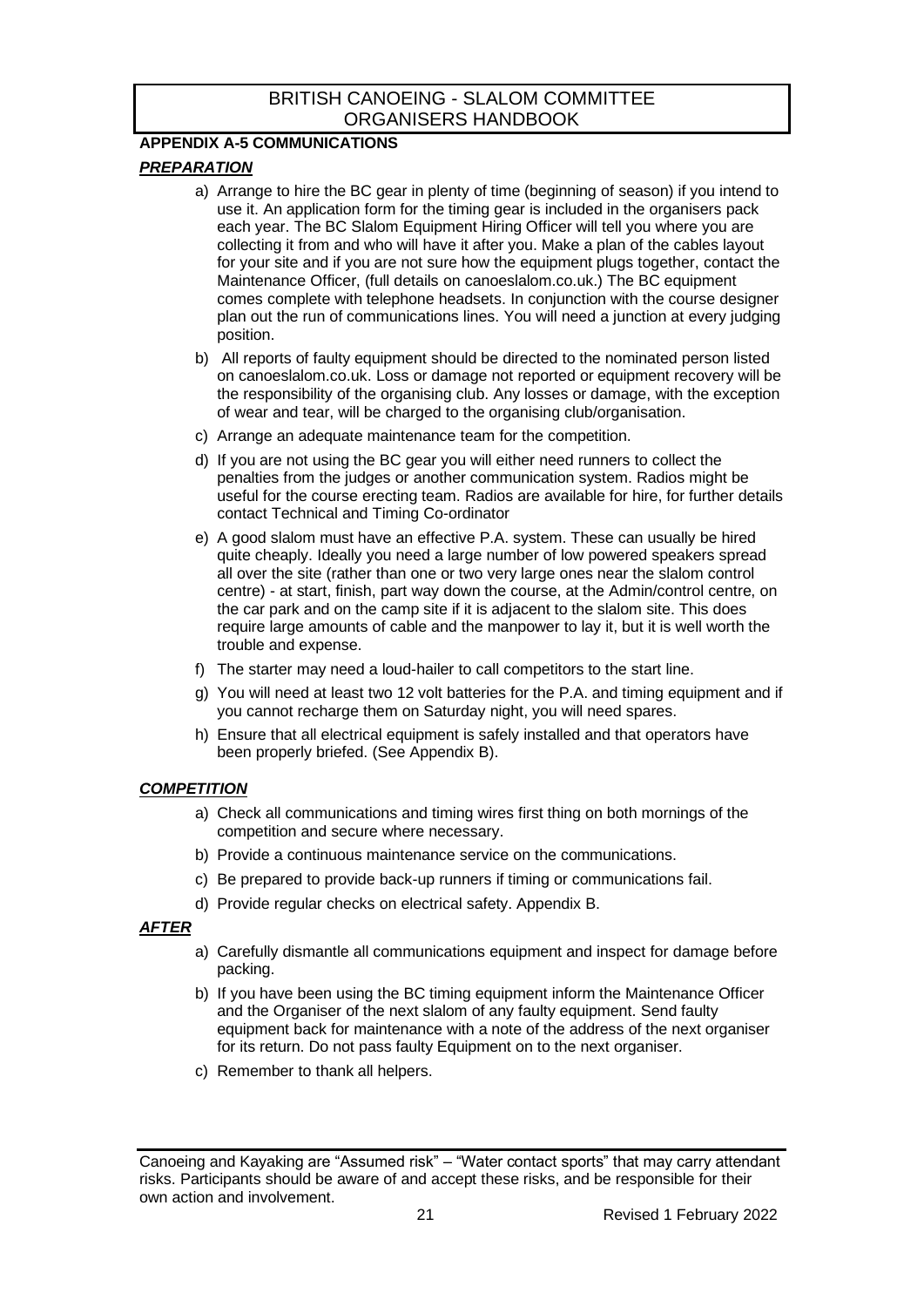## APPENDIX A-5 COMMUNICATIONS

### ***PREPARATION***

a) Arrange to hire the BC gear in plenty of time (beginning of season) if you intend to use it. An application form for the timing gear is included in the organisers pack each year. The BC Slalom Equipment Hiring Officer will tell you where you are collecting it from and who will have it after you. Make a plan of the cables layout for your site and if you are not sure how the equipment plugs together, contact the Maintenance Officer, (full details on canoeslalom.co.uk.) The BC equipment comes complete with telephone headsets. In conjunction with the course designer plan out the run of communications lines. You will need a junction at every judging position.

b) All reports of faulty equipment should be directed to the nominated person listed on canoeslalom.co.uk. Loss or damage not reported or equipment recovery will be the responsibility of the organising club. Any losses or damage, with the exception of wear and tear, will be charged to the organising club/organisation.

c) Arrange an adequate maintenance team for the competition.

d) If you are not using the BC gear you will either need runners to collect the penalties from the judges or another communication system. Radios might be useful for the course erecting team. Radios are available for hire, for further details contact Technical and Timing Co-ordinator

e) A good slalom must have an effective P.A. system. These can usually be hired quite cheaply. Ideally you need a large number of low powered speakers spread all over the site (rather than one or two very large ones near the slalom control centre) - at start, finish, part way down the course, at the Admin/control centre, on the car park and on the camp site if it is adjacent to the slalom site. This does require large amounts of cable and the manpower to lay it, but it is well worth the trouble and expense.

f) The starter may need a loud-hailer to call competitors to the start line.

g) You will need at least two 12 volt batteries for the P.A. and timing equipment and if you cannot recharge them on Saturday night, you will need spares.

h) Ensure that all electrical equipment is safely installed and that operators have been properly briefed. (See Appendix B).

### ***COMPETITION***

a) Check all communications and timing wires first thing on both mornings of the competition and secure where necessary.

b) Provide a continuous maintenance service on the communications.

c) Be prepared to provide back-up runners if timing or communications fail.

d) Provide regular checks on electrical safety. Appendix B.

### ***AFTER***

a) Carefully dismantle all communications equipment and inspect for damage before packing.

b) If you have been using the BC timing equipment inform the Maintenance Officer and the Organiser of the next slalom of any faulty equipment. Send faulty equipment back for maintenance with a note of the address of the next organiser for its return. Do not pass faulty Equipment on to the next organiser.

c) Remember to thank all helpers.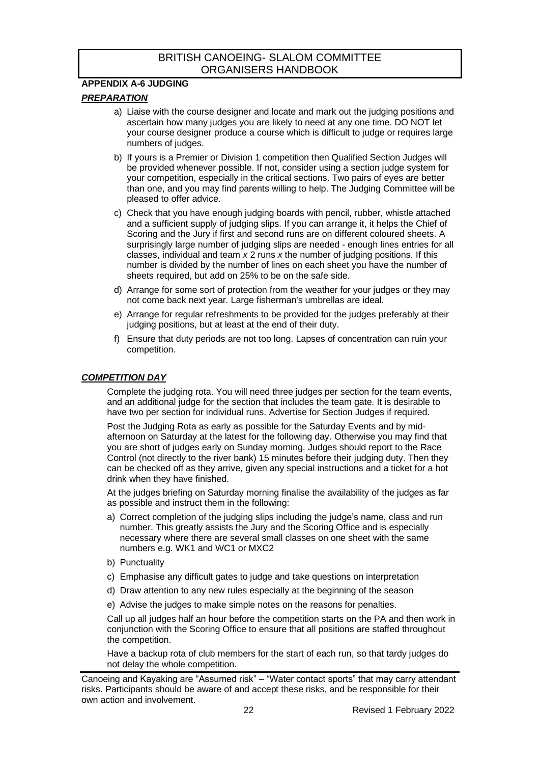## APPENDIX A-6 JUDGING

### *PREPARATION*

a) Liaise with the course designer and locate and mark out the judging positions and ascertain how many judges you are likely to need at any one time. DO NOT let your course designer produce a course which is difficult to judge or requires large numbers of judges.

b) If yours is a Premier or Division 1 competition then Qualified Section Judges will be provided whenever possible. If not, consider using a section judge system for your competition, especially in the critical sections. Two pairs of eyes are better than one, and you may find parents willing to help. The Judging Committee will be pleased to offer advice.

c) Check that you have enough judging boards with pencil, rubber, whistle attached and a sufficient supply of judging slips. If you can arrange it, it helps the Chief of Scoring and the Jury if first and second runs are on different coloured sheets. A surprisingly large number of judging slips are needed - enough lines entries for all classes, individual and team *x* 2 runs *x* the number of judging positions. If this number is divided by the number of lines on each sheet you have the number of sheets required, but add on 25% to be on the safe side.

d) Arrange for some sort of protection from the weather for your judges or they may not come back next year. Large fisherman's umbrellas are ideal.

e) Arrange for regular refreshments to be provided for the judges preferably at their judging positions, but at least at the end of their duty.

f) Ensure that duty periods are not too long. Lapses of concentration can ruin your competition.

### *COMPETITION DAY*

Complete the judging rota. You will need three judges per section for the team events, and an additional judge for the section that includes the team gate. It is desirable to have two per section for individual runs. Advertise for Section Judges if required.

Post the Judging Rota as early as possible for the Saturday Events and by mid-afternoon on Saturday at the latest for the following day. Otherwise you may find that you are short of judges early on Sunday morning. Judges should report to the Race Control (not directly to the river bank) 15 minutes before their judging duty. Then they can be checked off as they arrive, given any special instructions and a ticket for a hot drink when they have finished.

At the judges briefing on Saturday morning finalise the availability of the judges as far as possible and instruct them in the following:

a) Correct completion of the judging slips including the judge's name, class and run number. This greatly assists the Jury and the Scoring Office and is especially necessary where there are several small classes on one sheet with the same numbers e.g. WK1 and WC1 or MXC2

b) Punctuality

c) Emphasise any difficult gates to judge and take questions on interpretation

d) Draw attention to any new rules especially at the beginning of the season

e) Advise the judges to make simple notes on the reasons for penalties.

Call up all judges half an hour before the competition starts on the PA and then work in conjunction with the Scoring Office to ensure that all positions are staffed throughout the competition.

Have a backup rota of club members for the start of each run, so that tardy judges do not delay the whole competition.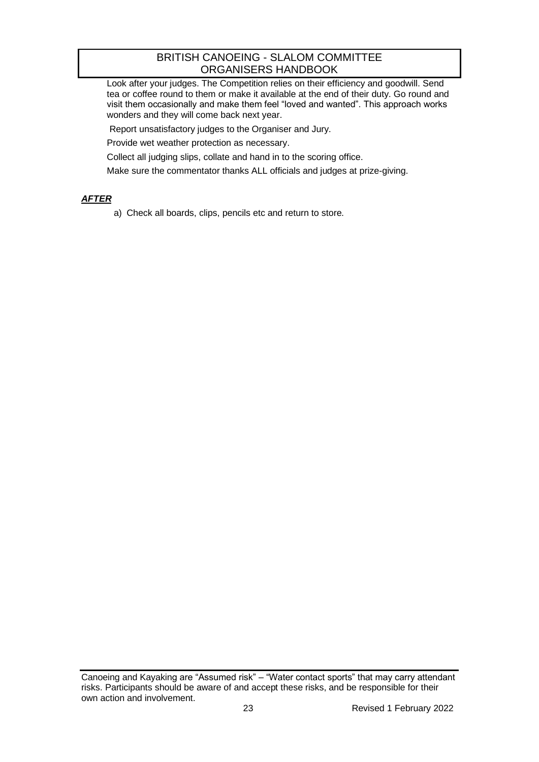Look after your judges. The Competition relies on their efficiency and goodwill. Send tea or coffee round to them or make it available at the end of their duty. Go round and visit them occasionally and make them feel "loved and wanted". This approach works wonders and they will come back next year.

Report unsatisfactory judges to the Organiser and Jury.

Provide wet weather protection as necessary.

Collect all judging slips, collate and hand in to the scoring office.

Make sure the commentator thanks ALL officials and judges at prize-giving.

***AFTER***

a) Check all boards, clips, pencils etc and return to store.

Canoeing and Kayaking are "Assumed risk" – "Water contact sports" that may carry attendant risks. Participants should be aware of and accept these risks, and be responsible for their own action and involvement.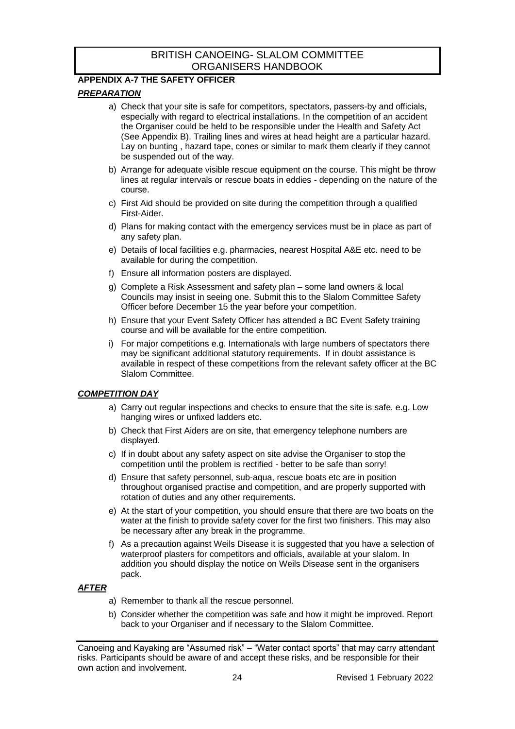## APPENDIX A-7 THE SAFETY OFFICER

### ***PREPARATION***

a) Check that your site is safe for competitors, spectators, passers-by and officials, especially with regard to electrical installations. In the competition of an accident the Organiser could be held to be responsible under the Health and Safety Act (See Appendix B). Trailing lines and wires at head height are a particular hazard. Lay on bunting , hazard tape, cones or similar to mark them clearly if they cannot be suspended out of the way.

b) Arrange for adequate visible rescue equipment on the course. This might be throw lines at regular intervals or rescue boats in eddies - depending on the nature of the course.

c) First Aid should be provided on site during the competition through a qualified First-Aider.

d) Plans for making contact with the emergency services must be in place as part of any safety plan.

e) Details of local facilities e.g. pharmacies, nearest Hospital A&E etc. need to be available for during the competition.

f) Ensure all information posters are displayed.

g) Complete a Risk Assessment and safety plan – some land owners & local Councils may insist in seeing one. Submit this to the Slalom Committee Safety Officer before December 15 the year before your competition.

h) Ensure that your Event Safety Officer has attended a BC Event Safety training course and will be available for the entire competition.

i) For major competitions e.g. Internationals with large numbers of spectators there may be significant additional statutory requirements. If in doubt assistance is available in respect of these competitions from the relevant safety officer at the BC Slalom Committee.

### ***COMPETITION DAY***

a) Carry out regular inspections and checks to ensure that the site is safe. e.g. Low hanging wires or unfixed ladders etc.

b) Check that First Aiders are on site, that emergency telephone numbers are displayed.

c) If in doubt about any safety aspect on site advise the Organiser to stop the competition until the problem is rectified - better to be safe than sorry!

d) Ensure that safety personnel, sub-aqua, rescue boats etc are in position throughout organised practise and competition, and are properly supported with rotation of duties and any other requirements.

e) At the start of your competition, you should ensure that there are two boats on the water at the finish to provide safety cover for the first two finishers. This may also be necessary after any break in the programme.

f) As a precaution against Weils Disease it is suggested that you have a selection of waterproof plasters for competitors and officials, available at your slalom. In addition you should display the notice on Weils Disease sent in the organisers pack.

### ***AFTER***

a) Remember to thank all the rescue personnel.

b) Consider whether the competition was safe and how it might be improved. Report back to your Organiser and if necessary to the Slalom Committee.

Canoeing and Kayaking are "Assumed risk" – "Water contact sports" that may carry attendant risks. Participants should be aware of and accept these risks, and be responsible for their own action and involvement.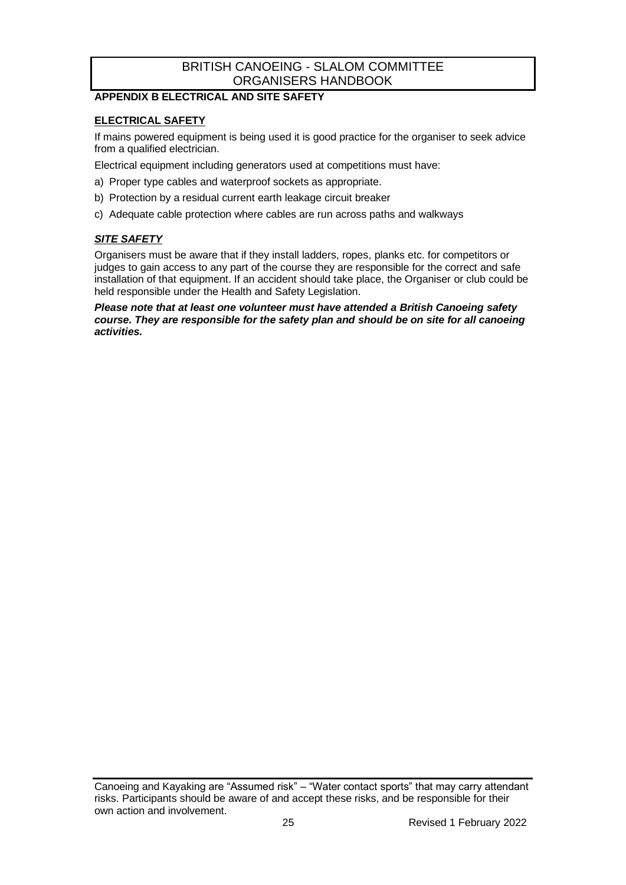## APPENDIX B ELECTRICAL AND SITE SAFETY

### ELECTRICAL SAFETY

If mains powered equipment is being used it is good practice for the organiser to seek advice from a qualified electrician.

Electrical equipment including generators used at competitions must have:

a) Proper type cables and waterproof sockets as appropriate.

b) Protection by a residual current earth leakage circuit breaker

c) Adequate cable protection where cables are run across paths and walkways

### *SITE SAFETY*

Organisers must be aware that if they install ladders, ropes, planks etc. for competitors or judges to gain access to any part of the course they are responsible for the correct and safe installation of that equipment. If an accident should take place, the Organiser or club could be held responsible under the Health and Safety Legislation.

***Please note that at least one volunteer must have attended a British Canoeing safety course. They are responsible for the safety plan and should be on site for all canoeing activities.***

Canoeing and Kayaking are "Assumed risk" – "Water contact sports" that may carry attendant risks. Participants should be aware of and accept these risks, and be responsible for their own action and involvement.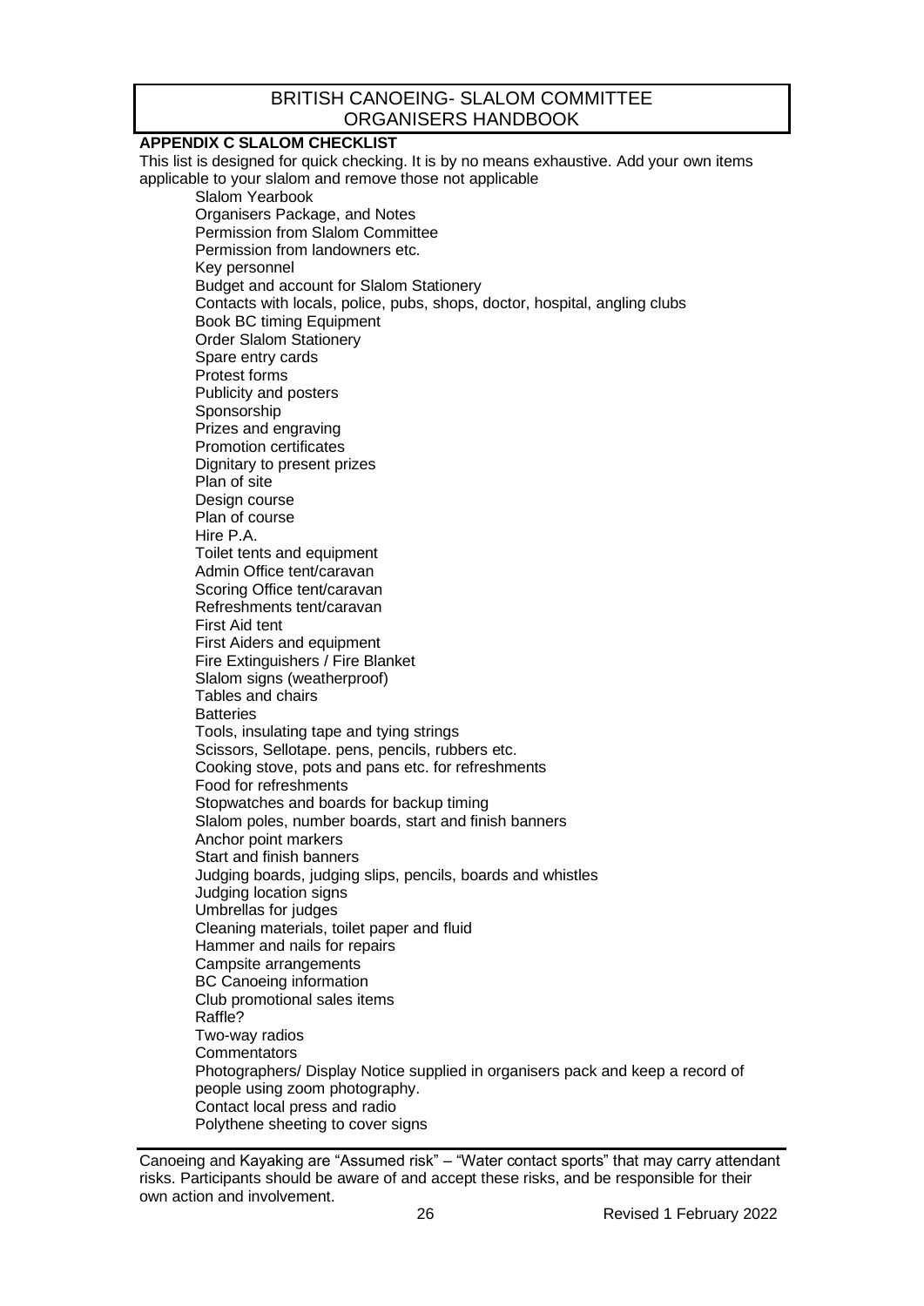## APPENDIX C SLALOM CHECKLIST

This list is designed for quick checking. It is by no means exhaustive. Add your own items applicable to your slalom and remove those not applicable

- Slalom Yearbook
- Organisers Package, and Notes
- Permission from Slalom Committee
- Permission from landowners etc.
- Key personnel
- Budget and account for Slalom Stationery
- Contacts with locals, police, pubs, shops, doctor, hospital, angling clubs
- Book BC timing Equipment
- Order Slalom Stationery
- Spare entry cards
- Protest forms
- Publicity and posters
- Sponsorship
- Prizes and engraving
- Promotion certificates
- Dignitary to present prizes
- Plan of site
- Design course
- Plan of course
- Hire P.A.
- Toilet tents and equipment
- Admin Office tent/caravan
- Scoring Office tent/caravan
- Refreshments tent/caravan
- First Aid tent
- First Aiders and equipment
- Fire Extinguishers / Fire Blanket
- Slalom signs (weatherproof)
- Tables and chairs
- Batteries
- Tools, insulating tape and tying strings
- Scissors, Sellotape. pens, pencils, rubbers etc.
- Cooking stove, pots and pans etc. for refreshments
- Food for refreshments
- Stopwatches and boards for backup timing
- Slalom poles, number boards, start and finish banners
- Anchor point markers
- Start and finish banners
- Judging boards, judging slips, pencils, boards and whistles
- Judging location signs
- Umbrellas for judges
- Cleaning materials, toilet paper and fluid
- Hammer and nails for repairs
- Campsite arrangements
- BC Canoeing information
- Club promotional sales items
- Raffle?
- Two-way radios
- Commentators
- Photographers/ Display Notice supplied in organisers pack and keep a record of people using zoom photography.
- Contact local press and radio
- Polythene sheeting to cover signs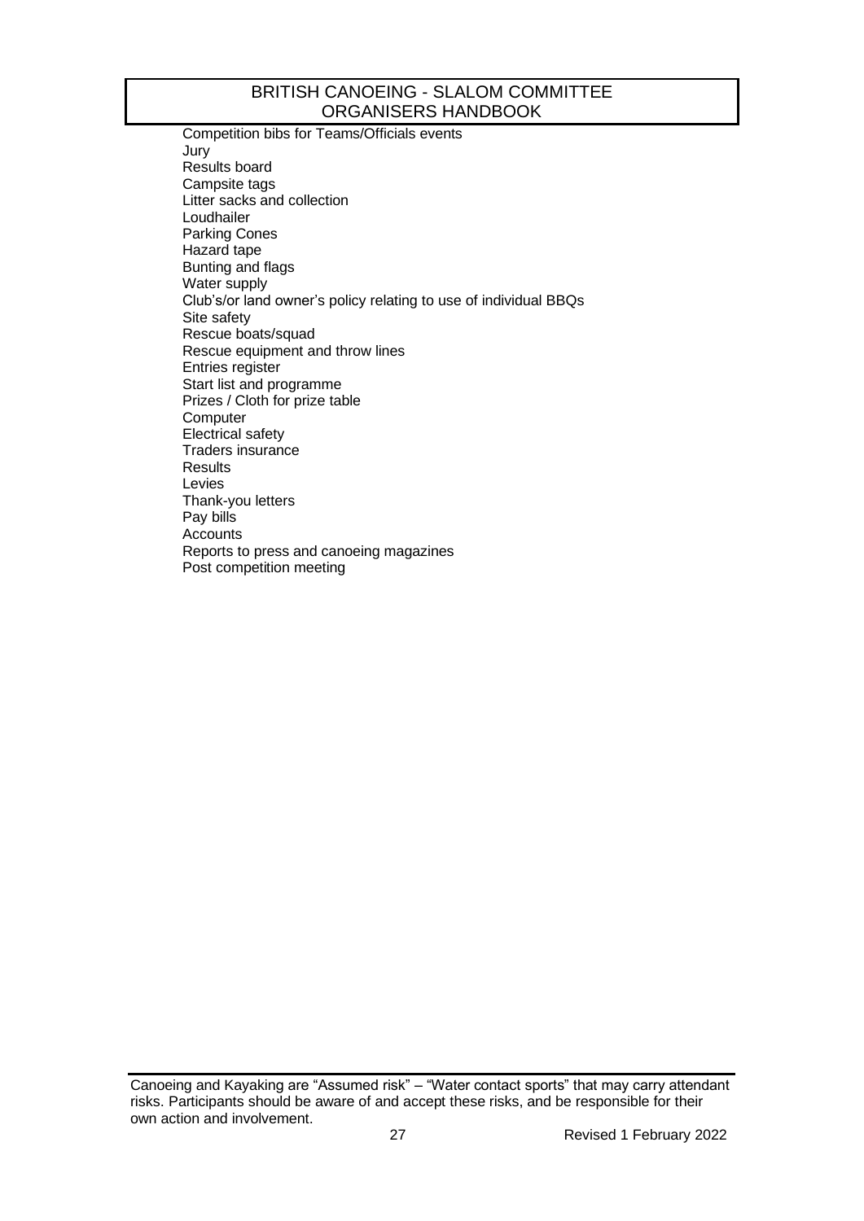Competition bibs for Teams/Officials events
Jury
Results board
Campsite tags
Litter sacks and collection
Loudhailer
Parking Cones
Hazard tape
Bunting and flags
Water supply
Club's/or land owner's policy relating to use of individual BBQs
Site safety
Rescue boats/squad
Rescue equipment and throw lines
Entries register
Start list and programme
Prizes / Cloth for prize table
Computer
Electrical safety
Traders insurance
Results
Levies
Thank-you letters
Pay bills
Accounts
Reports to press and canoeing magazines
Post competition meeting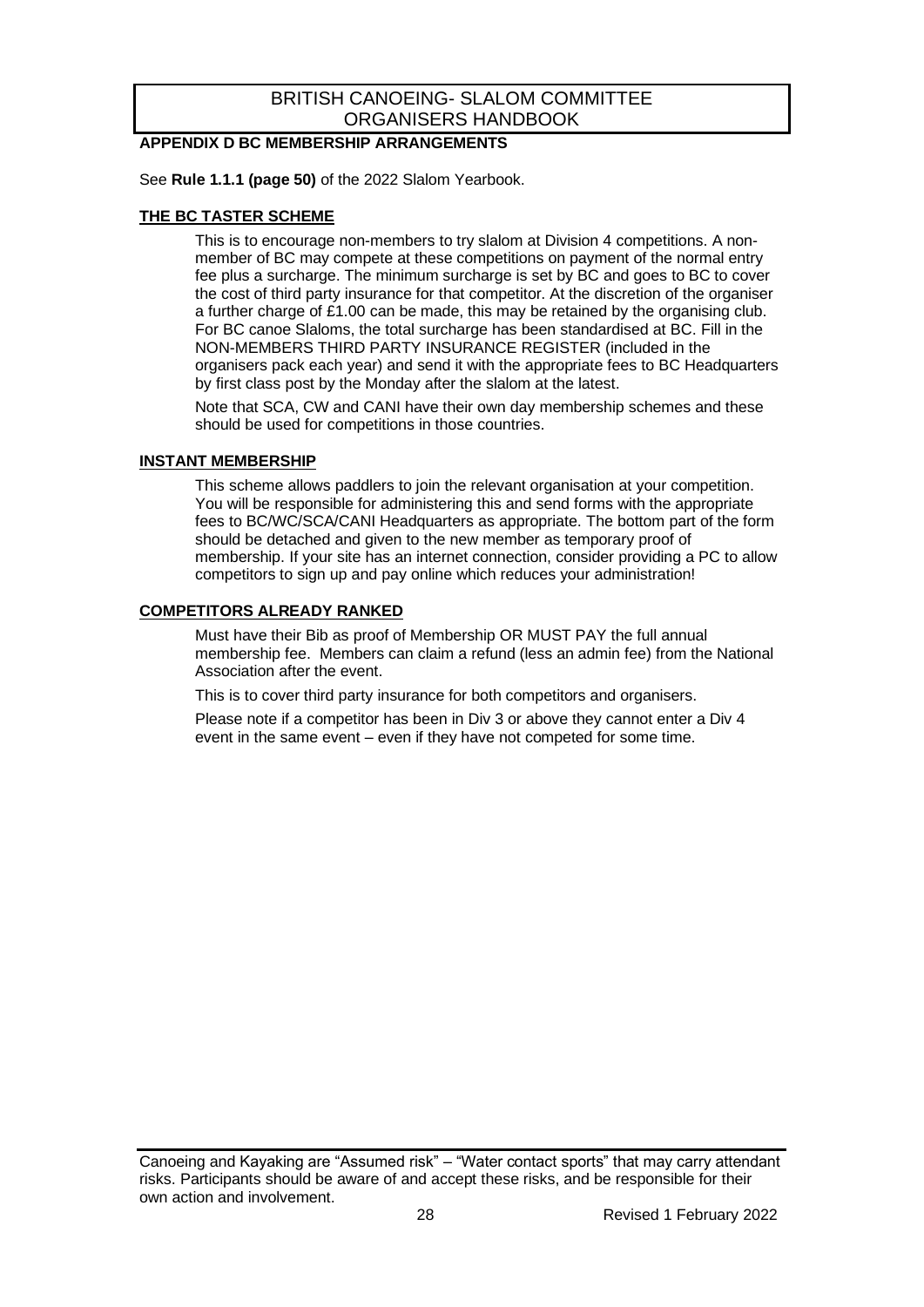## APPENDIX D BC MEMBERSHIP ARRANGEMENTS

See **Rule 1.1.1 (page 50)** of the 2022 Slalom Yearbook.

### THE BC TASTER SCHEME

This is to encourage non-members to try slalom at Division 4 competitions. A non-member of BC may compete at these competitions on payment of the normal entry fee plus a surcharge. The minimum surcharge is set by BC and goes to BC to cover the cost of third party insurance for that competitor. At the discretion of the organiser a further charge of £1.00 can be made, this may be retained by the organising club. For BC canoe Slaloms, the total surcharge has been standardised at BC. Fill in the NON-MEMBERS THIRD PARTY INSURANCE REGISTER (included in the organisers pack each year) and send it with the appropriate fees to BC Headquarters by first class post by the Monday after the slalom at the latest.

Note that SCA, CW and CANI have their own day membership schemes and these should be used for competitions in those countries.

### INSTANT MEMBERSHIP

This scheme allows paddlers to join the relevant organisation at your competition. You will be responsible for administering this and send forms with the appropriate fees to BC/WC/SCA/CANI Headquarters as appropriate. The bottom part of the form should be detached and given to the new member as temporary proof of membership. If your site has an internet connection, consider providing a PC to allow competitors to sign up and pay online which reduces your administration!

### COMPETITORS ALREADY RANKED

Must have their Bib as proof of Membership OR MUST PAY the full annual membership fee. Members can claim a refund (less an admin fee) from the National Association after the event.

This is to cover third party insurance for both competitors and organisers.

Please note if a competitor has been in Div 3 or above they cannot enter a Div 4 event in the same event – even if they have not competed for some time.